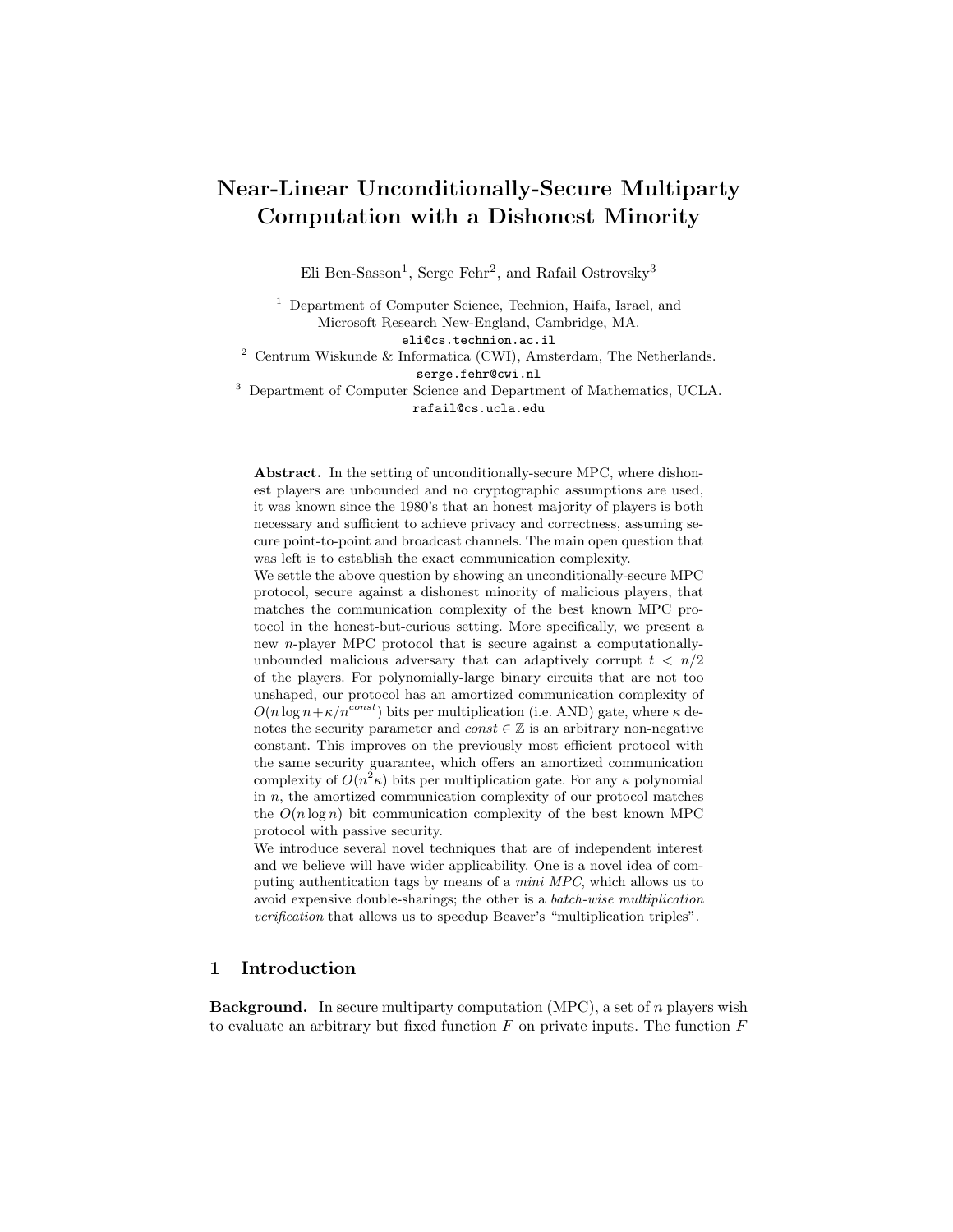# Near-Linear Unconditionally-Secure Multiparty Computation with a Dishonest Minority

Eli Ben-Sasson[1], Serge Fehr[2], and Rafail Ostrovsky[3]

[1] Department of Computer Science, Technion, Haifa, Israel, and Microsoft Research New-England, Cambridge, MA.
eli@cs.technion.ac.il

[2] Centrum Wiskunde & Informatica (CWI), Amsterdam, The Netherlands.
serge.fehr@cwi.nl

[3] Department of Computer Science and Department of Mathematics, UCLA.
rafail@cs.ucla.edu

**Abstract.** In the setting of unconditionally-secure MPC, where dishonest players are unbounded and no cryptographic assumptions are used, it was known since the 1980's that an honest majority of players is both necessary and sufficient to achieve privacy and correctness, assuming secure point-to-point and broadcast channels. The main open question that was left is to establish the exact communication complexity.

We settle the above question by showing an unconditionally-secure MPC protocol, secure against a dishonest minority of malicious players, that matches the communication complexity of the best known MPC protocol in the honest-but-curious setting. More specifically, we present a new $n$-player MPC protocol that is secure against a computationally-unbounded malicious adversary that can adaptively corrupt $t < n/2$ of the players. For polynomially-large binary circuits that are not too unshaped, our protocol has an amortized communication complexity of $O(n \log n + \kappa/n^{const})$ bits per multiplication (i.e. AND) gate, where $\kappa$ denotes the security parameter and $const \in \mathbb{Z}$ is an arbitrary non-negative constant. This improves on the previously most efficient protocol with the same security guarantee, which offers an amortized communication complexity of $O(n^2\kappa)$ bits per multiplication gate. For any $\kappa$ polynomial in $n$, the amortized communication complexity of our protocol matches the $O(n \log n)$ bit communication complexity of the best known MPC protocol with passive security.

We introduce several novel techniques that are of independent interest and we believe will have wider applicability. One is a novel idea of computing authentication tags by means of a *mini MPC*, which allows us to avoid expensive double-sharings; the other is a *batch-wise multiplication verification* that allows us to speedup Beaver's "multiplication triples".

## 1 Introduction

**Background.** In secure multiparty computation (MPC), a set of $n$ players wish to evaluate an arbitrary but fixed function $F$ on private inputs. The function $F$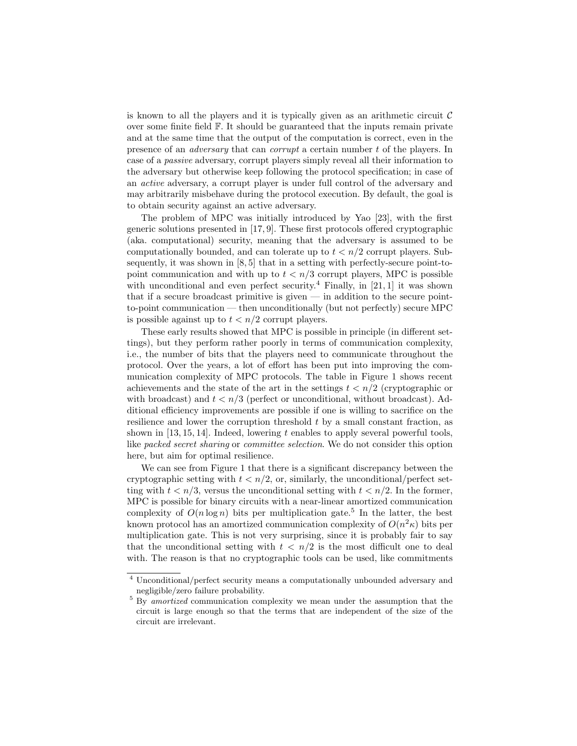is known to all the players and it is typically given as an arithmetic circuit $\mathcal{C}$ over some finite field $\mathbb{F}$. It should be guaranteed that the inputs remain private and at the same time that the output of the computation is correct, even in the presence of an *adversary* that can *corrupt* a certain number $t$ of the players. In case of a *passive* adversary, corrupt players simply reveal all their information to the adversary but otherwise keep following the protocol specification; in case of an *active* adversary, a corrupt player is under full control of the adversary and may arbitrarily misbehave during the protocol execution. By default, the goal is to obtain security against an active adversary.

The problem of MPC was initially introduced by Yao [23], with the first generic solutions presented in [17, 9]. These first protocols offered cryptographic (aka. computational) security, meaning that the adversary is assumed to be computationally bounded, and can tolerate up to $t < n/2$ corrupt players. Subsequently, it was shown in [8, 5] that in a setting with perfectly-secure point-to-point communication and with up to $t < n/3$ corrupt players, MPC is possible with unconditional and even perfect security.[4] Finally, in [21, 1] it was shown that if a secure broadcast primitive is given — in addition to the secure point-to-point communication — then unconditionally (but not perfectly) secure MPC is possible against up to $t < n/2$ corrupt players.

These early results showed that MPC is possible in principle (in different settings), but they perform rather poorly in terms of communication complexity, i.e., the number of bits that the players need to communicate throughout the protocol. Over the years, a lot of effort has been put into improving the communication complexity of MPC protocols. The table in Figure 1 shows recent achievements and the state of the art in the settings $t < n/2$ (cryptographic or with broadcast) and $t < n/3$ (perfect or unconditional, without broadcast). Additional efficiency improvements are possible if one is willing to sacrifice on the resilience and lower the corruption threshold $t$ by a small constant fraction, as shown in [13, 15, 14]. Indeed, lowering $t$ enables to apply several powerful tools, like *packed secret sharing* or *committee selection*. We do not consider this option here, but aim for optimal resilience.

We can see from Figure 1 that there is a significant discrepancy between the cryptographic setting with $t < n/2$, or, similarly, the unconditional/perfect setting with $t < n/3$, versus the unconditional setting with $t < n/2$. In the former, MPC is possible for binary circuits with a near-linear amortized communication complexity of $O(n \log n)$ bits per multiplication gate.[5] In the latter, the best known protocol has an amortized communication complexity of $O(n^2\kappa)$ bits per multiplication gate. This is not very surprising, since it is probably fair to say that the unconditional setting with $t < n/2$ is the most difficult one to deal with. The reason is that no cryptographic tools can be used, like commitments

[4] Unconditional/perfect security means a computationally unbounded adversary and negligible/zero failure probability.

[5] By *amortized* communication complexity we mean under the assumption that the circuit is large enough so that the terms that are independent of the size of the circuit are irrelevant.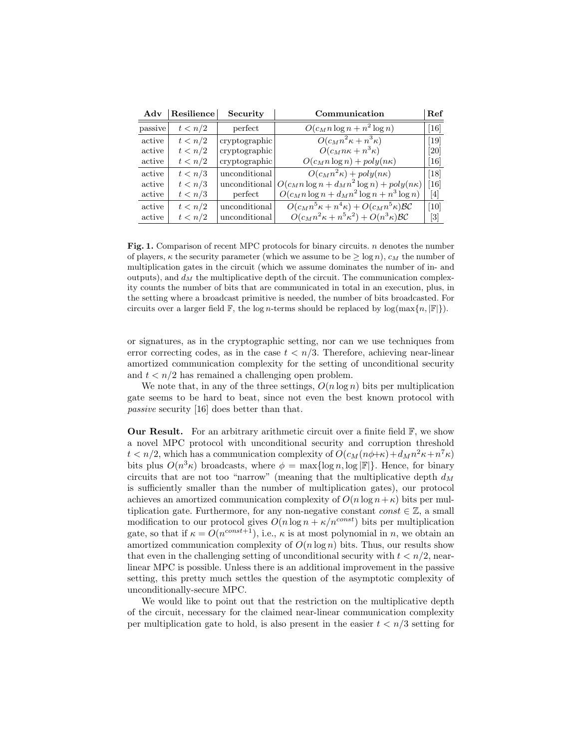| Adv | Resilience | Security | Communication | Ref |
|---|---|---|---|---|
| passive | $t < n/2$ | perfect | $O(c_M n \log n + n^2 \log n)$ | [16] |
| active | $t < n/2$ | cryptographic | $O(c_M n^2 \kappa + n^3 \kappa)$ | [19] |
| active | $t < n/2$ | cryptographic | $O(c_M n \kappa + n^3 \kappa)$ | [20] |
| active | $t < n/2$ | cryptographic | $O(c_M n \log n) + poly(n\kappa)$ | [16] |
| active | $t < n/3$ | unconditional | $O(c_M n^2 \kappa) + poly(n\kappa)$ | [18] |
| active | $t < n/3$ | unconditional | $O(c_M n \log n + d_M n^2 \log n) + poly(n\kappa)$ | [16] |
| active | $t < n/3$ | perfect | $O(c_M n \log n + d_M n^2 \log n + n^3 \log n)$ | [4] |
| active | $t < n/2$ | unconditional | $O(c_M n^5 \kappa + n^4 \kappa) + O(c_M n^5 \kappa)\mathcal{BC}$ | [10] |
| active | $t < n/2$ | unconditional | $O(c_M n^2 \kappa + n^5 \kappa^2) + O(n^3 \kappa)\mathcal{BC}$ | [3] |

**Fig. 1.** Comparison of recent MPC protocols for binary circuits. $n$ denotes the number of players, $\kappa$ the security parameter (which we assume to be $\geq \log n$), $c_M$ the number of multiplication gates in the circuit (which we assume dominates the number of in- and outputs), and $d_M$ the multiplicative depth of the circuit. The communication complexity counts the number of bits that are communicated in total in an execution, plus, in the setting where a broadcast primitive is needed, the number of bits broadcasted. For circuits over a larger field $\mathbb{F}$, the $\log n$-terms should be replaced by $\log(\max\{n, |\mathbb{F}|\})$.

or signatures, as in the cryptographic setting, nor can we use techniques from error correcting codes, as in the case $t < n/3$. Therefore, achieving near-linear amortized communication complexity for the setting of unconditional security and $t < n/2$ has remained a challenging open problem.

We note that, in any of the three settings, $O(n \log n)$ bits per multiplication gate seems to be hard to beat, since not even the best known protocol with *passive* security [16] does better than that.

**Our Result.** For an arbitrary arithmetic circuit over a finite field $\mathbb{F}$, we show a novel MPC protocol with unconditional security and corruption threshold $t < n/2$, which has a communication complexity of $O(c_M(n\phi+\kappa)+d_M n^2\kappa+n^7\kappa)$ bits plus $O(n^3\kappa)$ broadcasts, where $\phi = \max\{\log n, \log |\mathbb{F}|\}$. Hence, for binary circuits that are not too "narrow" (meaning that the multiplicative depth $d_M$ is sufficiently smaller than the number of multiplication gates), our protocol achieves an amortized communication complexity of $O(n \log n + \kappa)$ bits per multiplication gate. Furthermore, for any non-negative constant $const \in \mathbb{Z}$, a small modification to our protocol gives $O(n \log n + \kappa/n^{const})$ bits per multiplication gate, so that if $\kappa = O(n^{const+1})$, i.e., $\kappa$ is at most polynomial in $n$, we obtain an amortized communication complexity of $O(n \log n)$ bits. Thus, our results show that even in the challenging setting of unconditional security with $t < n/2$, near-linear MPC is possible. Unless there is an additional improvement in the passive setting, this pretty much settles the question of the asymptotic complexity of unconditionally-secure MPC.

We would like to point out that the restriction on the multiplicative depth of the circuit, necessary for the claimed near-linear communication complexity per multiplication gate to hold, is also present in the easier $t < n/3$ setting for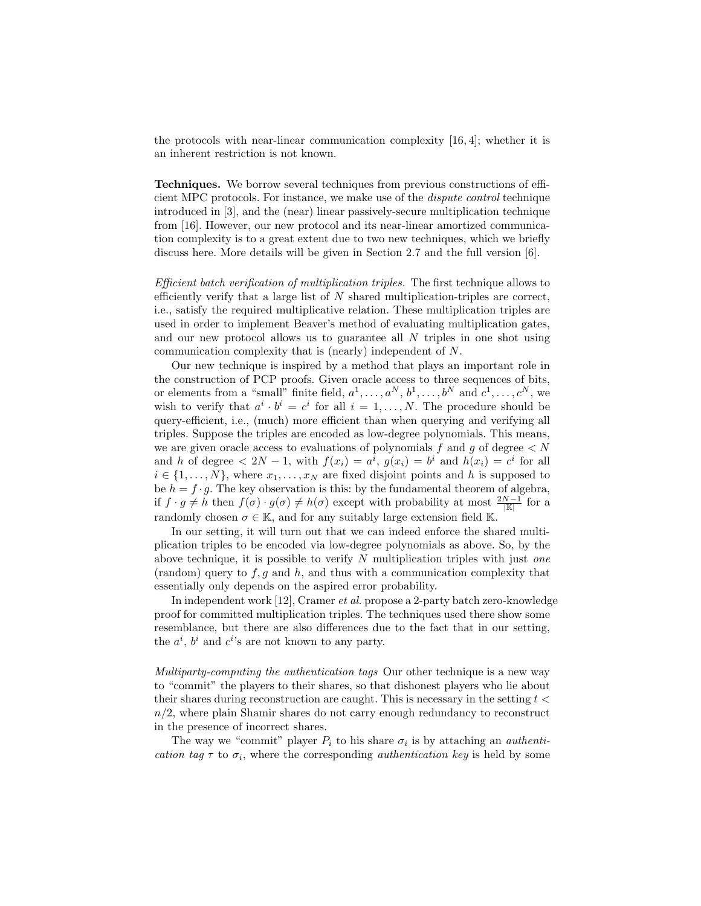the protocols with near-linear communication complexity [16, 4]; whether it is an inherent restriction is not known.

**Techniques.** We borrow several techniques from previous constructions of efficient MPC protocols. For instance, we make use of the *dispute control* technique introduced in [3], and the (near) linear passively-secure multiplication technique from [16]. However, our new protocol and its near-linear amortized communication complexity is to a great extent due to two new techniques, which we briefly discuss here. More details will be given in Section 2.7 and the full version [6].

*Efficient batch verification of multiplication triples.* The first technique allows to efficiently verify that a large list of $N$ shared multiplication-triples are correct, i.e., satisfy the required multiplicative relation. These multiplication triples are used in order to implement Beaver's method of evaluating multiplication gates, and our new protocol allows us to guarantee all $N$ triples in one shot using communication complexity that is (nearly) independent of $N$.

Our new technique is inspired by a method that plays an important role in the construction of PCP proofs. Given oracle access to three sequences of bits, or elements from a "small" finite field, $a^1, \ldots, a^N$, $b^1, \ldots, b^N$ and $c^1, \ldots, c^N$, we wish to verify that $a^i \cdot b^i = c^i$ for all $i = 1, \ldots, N$. The procedure should be query-efficient, i.e., (much) more efficient than when querying and verifying all triples. Suppose the triples are encoded as low-degree polynomials. This means, we are given oracle access to evaluations of polynomials $f$ and $g$ of degree $< N$ and $h$ of degree $< 2N - 1$, with $f(x_i) = a^i$, $g(x_i) = b^i$ and $h(x_i) = c^i$ for all $i \in \{1, \ldots, N\}$, where $x_1, \ldots, x_N$ are fixed disjoint points and $h$ is supposed to be $h = f \cdot g$. The key observation is this: by the fundamental theorem of algebra, if $f \cdot g \neq h$ then $f(\sigma) \cdot g(\sigma) \neq h(\sigma)$ except with probability at most $\frac{2N-1}{|\mathbb{K}|}$ for a randomly chosen $\sigma \in \mathbb{K}$, and for any suitably large extension field $\mathbb{K}$.

In our setting, it will turn out that we can indeed enforce the shared multiplication triples to be encoded via low-degree polynomials as above. So, by the above technique, it is possible to verify $N$ multiplication triples with just *one* (random) query to $f, g$ and $h$, and thus with a communication complexity that essentially only depends on the aspired error probability.

In independent work [12], Cramer *et al.* propose a 2-party batch zero-knowledge proof for committed multiplication triples. The techniques used there show some resemblance, but there are also differences due to the fact that in our setting, the $a^i$, $b^i$ and $c^i$'s are not known to any party.

*Multiparty-computing the authentication tags* Our other technique is a new way to "commit" the players to their shares, so that dishonest players who lie about their shares during reconstruction are caught. This is necessary in the setting $t < n/2$, where plain Shamir shares do not carry enough redundancy to reconstruct in the presence of incorrect shares.

The way we "commit" player $P_i$ to his share $\sigma_i$ is by attaching an *authentication tag* $\tau$ to $\sigma_i$, where the corresponding *authentication key* is held by some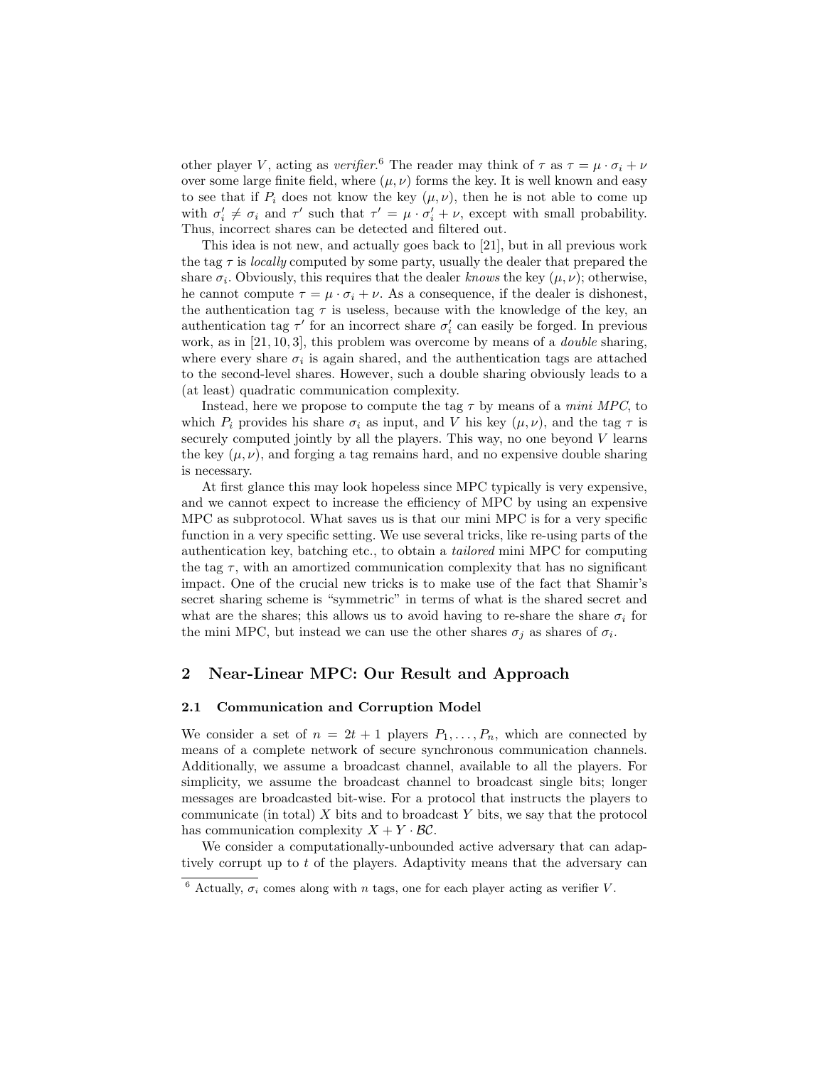other player $V$, acting as *verifier*.[6] The reader may think of $\tau$ as $\tau = \mu \cdot \sigma_i + \nu$ over some large finite field, where $(\mu, \nu)$ forms the key. It is well known and easy to see that if $P_i$ does not know the key $(\mu, \nu)$, then he is not able to come up with $\sigma_i' \neq \sigma_i$ and $\tau'$ such that $\tau' = \mu \cdot \sigma_i' + \nu$, except with small probability. Thus, incorrect shares can be detected and filtered out.

This idea is not new, and actually goes back to [21], but in all previous work the tag $\tau$ is *locally* computed by some party, usually the dealer that prepared the share $\sigma_i$. Obviously, this requires that the dealer *knows* the key $(\mu, \nu)$; otherwise, he cannot compute $\tau = \mu \cdot \sigma_i + \nu$. As a consequence, if the dealer is dishonest, the authentication tag $\tau$ is useless, because with the knowledge of the key, an authentication tag $\tau'$ for an incorrect share $\sigma_i'$ can easily be forged. In previous work, as in [21, 10, 3], this problem was overcome by means of a *double* sharing, where every share $\sigma_i$ is again shared, and the authentication tags are attached to the second-level shares. However, such a double sharing obviously leads to a (at least) quadratic communication complexity.

Instead, here we propose to compute the tag $\tau$ by means of a *mini MPC*, to which $P_i$ provides his share $\sigma_i$ as input, and $V$ his key $(\mu, \nu)$, and the tag $\tau$ is securely computed jointly by all the players. This way, no one beyond $V$ learns the key $(\mu, \nu)$, and forging a tag remains hard, and no expensive double sharing is necessary.

At first glance this may look hopeless since MPC typically is very expensive, and we cannot expect to increase the efficiency of MPC by using an expensive MPC as subprotocol. What saves us is that our mini MPC is for a very specific function in a very specific setting. We use several tricks, like re-using parts of the authentication key, batching etc., to obtain a *tailored* mini MPC for computing the tag $\tau$, with an amortized communication complexity that has no significant impact. One of the crucial new tricks is to make use of the fact that Shamir's secret sharing scheme is "symmetric" in terms of what is the shared secret and what are the shares; this allows us to avoid having to re-share the share $\sigma_i$ for the mini MPC, but instead we can use the other shares $\sigma_j$ as shares of $\sigma_i$.

## 2 Near-Linear MPC: Our Result and Approach

### 2.1 Communication and Corruption Model

We consider a set of $n = 2t + 1$ players $P_1, \ldots, P_n$, which are connected by means of a complete network of secure synchronous communication channels. Additionally, we assume a broadcast channel, available to all the players. For simplicity, we assume the broadcast channel to broadcast single bits; longer messages are broadcasted bit-wise. For a protocol that instructs the players to communicate (in total) $X$ bits and to broadcast $Y$ bits, we say that the protocol has communication complexity $X + Y \cdot \mathcal{BC}$.

We consider a computationally-unbounded active adversary that can adaptively corrupt up to $t$ of the players. Adaptivity means that the adversary can

[6] Actually, $\sigma_i$ comes along with $n$ tags, one for each player acting as verifier $V$.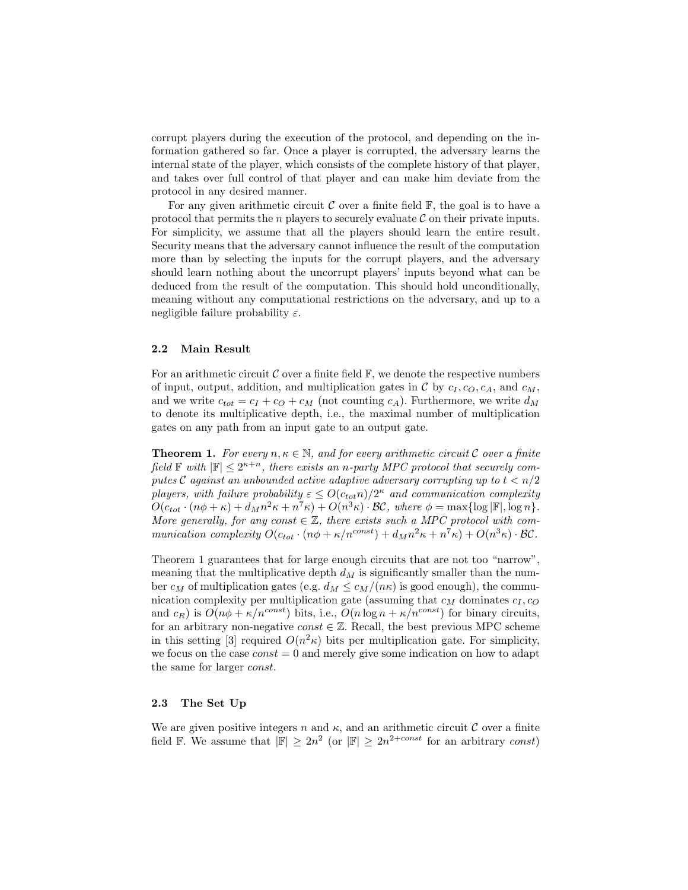corrupt players during the execution of the protocol, and depending on the information gathered so far. Once a player is corrupted, the adversary learns the internal state of the player, which consists of the complete history of that player, and takes over full control of that player and can make him deviate from the protocol in any desired manner.

For any given arithmetic circuit $\mathcal{C}$ over a finite field $\mathbb{F}$, the goal is to have a protocol that permits the $n$ players to securely evaluate $\mathcal{C}$ on their private inputs. For simplicity, we assume that all the players should learn the entire result. Security means that the adversary cannot influence the result of the computation more than by selecting the inputs for the corrupt players, and the adversary should learn nothing about the uncorrupt players' inputs beyond what can be deduced from the result of the computation. This should hold unconditionally, meaning without any computational restrictions on the adversary, and up to a negligible failure probability $\varepsilon$.

### 2.2 Main Result

For an arithmetic circuit $\mathcal{C}$ over a finite field $\mathbb{F}$, we denote the respective numbers of input, output, addition, and multiplication gates in $\mathcal{C}$ by $c_I, c_O, c_A$, and $c_M$, and we write $c_{tot} = c_I + c_O + c_M$ (not counting $c_A$). Furthermore, we write $d_M$ to denote its multiplicative depth, i.e., the maximal number of multiplication gates on any path from an input gate to an output gate.

**Theorem 1.** *For every $n, \kappa \in \mathbb{N}$, and for every arithmetic circuit $\mathcal{C}$ over a finite field $\mathbb{F}$ with $|\mathbb{F}| \leq 2^{\kappa+n}$, there exists an $n$-party MPC protocol that securely computes $\mathcal{C}$ against an unbounded active adaptive adversary corrupting up to $t < n/2$ players, with failure probability $\varepsilon \leq O(c_{tot} n)/2^\kappa$ and communication complexity $O(c_{tot} \cdot (n\phi + \kappa) + d_M n^2\kappa + n^7\kappa) + O(n^3\kappa) \cdot \mathcal{BC}$, where $\phi = \max\{\log|\mathbb{F}|, \log n\}$. More generally, for any $const \in \mathbb{Z}$, there exists such a MPC protocol with communication complexity $O(c_{tot} \cdot (n\phi + \kappa/n^{const}) + d_M n^2\kappa + n^7\kappa) + O(n^3\kappa) \cdot \mathcal{BC}$.*

Theorem 1 guarantees that for large enough circuits that are not too "narrow", meaning that the multiplicative depth $d_M$ is significantly smaller than the number $c_M$ of multiplication gates (e.g. $d_M \leq c_M/(n\kappa)$ is good enough), the communication complexity per multiplication gate (assuming that $c_M$ dominates $c_I, c_O$ and $c_R$) is $O(n\phi + \kappa/n^{const})$ bits, i.e., $O(n\log n + \kappa/n^{const})$ for binary circuits, for an arbitrary non-negative $const \in \mathbb{Z}$. Recall, the best previous MPC scheme in this setting [3] required $O(n^2\kappa)$ bits per multiplication gate. For simplicity, we focus on the case $const = 0$ and merely give some indication on how to adapt the same for larger $const$.

### 2.3 The Set Up

We are given positive integers $n$ and $\kappa$, and an arithmetic circuit $\mathcal{C}$ over a finite field $\mathbb{F}$. We assume that $|\mathbb{F}| \geq 2n^2$ (or $|\mathbb{F}| \geq 2n^{2+const}$ for an arbitrary $const$)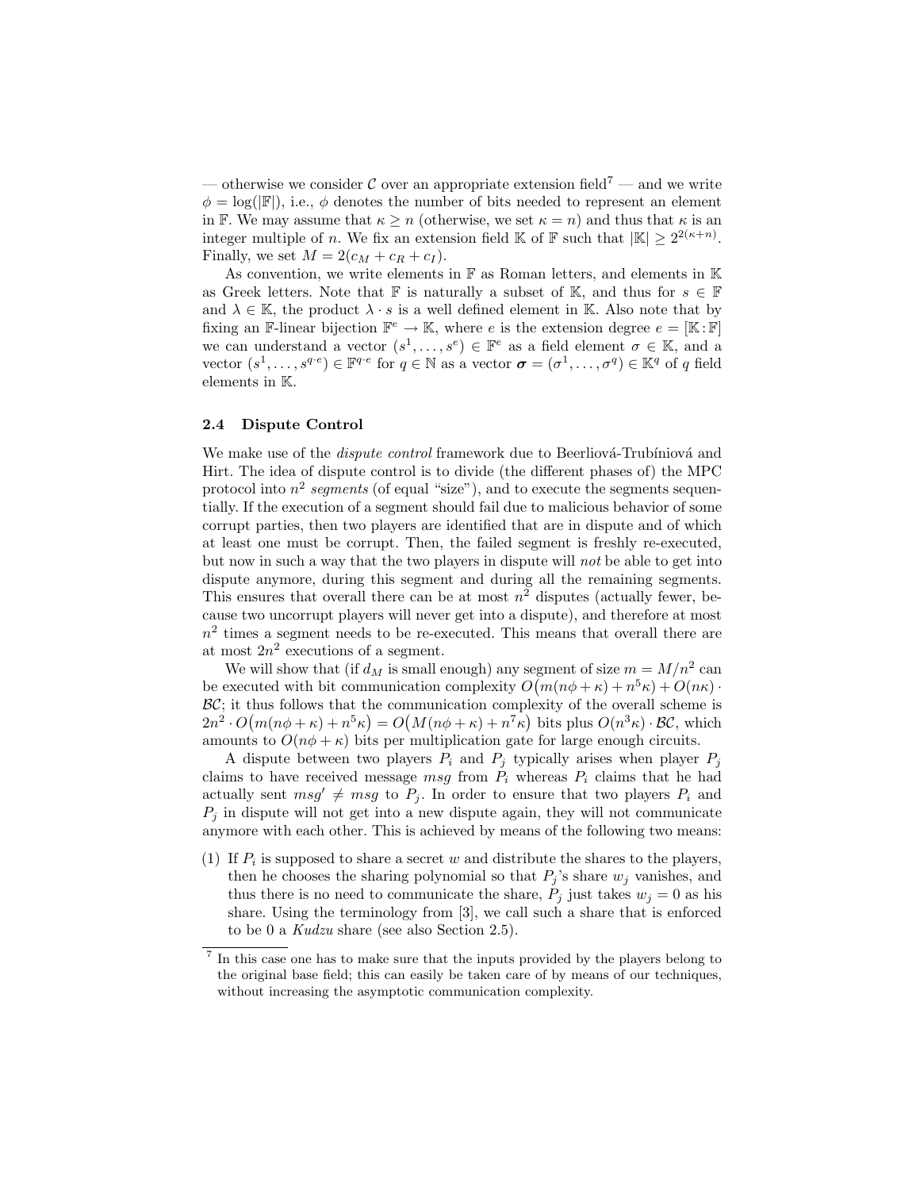— otherwise we consider $\mathcal{C}$ over an appropriate extension field[7] — and we write $\phi = \log(|\mathbb{F}|)$, i.e., $\phi$ denotes the number of bits needed to represent an element in $\mathbb{F}$. We may assume that $\kappa \geq n$ (otherwise, we set $\kappa = n$) and thus that $\kappa$ is an integer multiple of $n$. We fix an extension field $\mathbb{K}$ of $\mathbb{F}$ such that $|\mathbb{K}| \geq 2^{2(\kappa+n)}$. Finally, we set $M = 2(c_M + c_R + c_I)$.

As convention, we write elements in $\mathbb{F}$ as Roman letters, and elements in $\mathbb{K}$ as Greek letters. Note that $\mathbb{F}$ is naturally a subset of $\mathbb{K}$, and thus for $s \in \mathbb{F}$ and $\lambda \in \mathbb{K}$, the product $\lambda \cdot s$ is a well defined element in $\mathbb{K}$. Also note that by fixing an $\mathbb{F}$-linear bijection $\mathbb{F}^e \to \mathbb{K}$, where $e$ is the extension degree $e = [\mathbb{K} : \mathbb{F}]$ we can understand a vector $(s^1, \ldots, s^e) \in \mathbb{F}^e$ as a field element $\sigma \in \mathbb{K}$, and a vector $(s^1, \ldots, s^{q \cdot e}) \in \mathbb{F}^{q \cdot e}$ for $q \in \mathbb{N}$ as a vector $\boldsymbol{\sigma} = (\sigma^1, \ldots, \sigma^q) \in \mathbb{K}^q$ of $q$ field elements in $\mathbb{K}$.

### 2.4 Dispute Control

We make use of the *dispute control* framework due to Beerliová-Trubíniová and Hirt. The idea of dispute control is to divide (the different phases of) the MPC protocol into $n^2$ *segments* (of equal "size"), and to execute the segments sequentially. If the execution of a segment should fail due to malicious behavior of some corrupt parties, then two players are identified that are in dispute and of which at least one must be corrupt. Then, the failed segment is freshly re-executed, but now in such a way that the two players in dispute will *not* be able to get into dispute anymore, during this segment and during all the remaining segments. This ensures that overall there can be at most $n^2$ disputes (actually fewer, because two uncorrupt players will never get into a dispute), and therefore at most $n^2$ times a segment needs to be re-executed. This means that overall there are at most $2n^2$ executions of a segment.

We will show that (if $d_M$ is small enough) any segment of size $m = M/n^2$ can be executed with bit communication complexity $O\big(m(n\phi + \kappa) + n^5\kappa\big) + O(n\kappa) \cdot \mathcal{BC}$; it thus follows that the communication complexity of the overall scheme is $2n^2 \cdot O\big(m(n\phi + \kappa) + n^5\kappa\big) = O\big(M(n\phi + \kappa) + n^7\kappa\big)$ bits plus $O(n^3\kappa) \cdot \mathcal{BC}$, which amounts to $O(n\phi + \kappa)$ bits per multiplication gate for large enough circuits.

A dispute between two players $P_i$ and $P_j$ typically arises when player $P_j$ claims to have received message $msg$ from $P_i$ whereas $P_i$ claims that he had actually sent $msg' \neq msg$ to $P_j$. In order to ensure that two players $P_i$ and $P_j$ in dispute will not get into a new dispute again, they will not communicate anymore with each other. This is achieved by means of the following two means:

(1) If $P_i$ is supposed to share a secret $w$ and distribute the shares to the players, then he chooses the sharing polynomial so that $P_j$'s share $w_j$ vanishes, and thus there is no need to communicate the share, $P_j$ just takes $w_j = 0$ as his share. Using the terminology from [3], we call such a share that is enforced to be 0 a *Kudzu* share (see also Section 2.5).

[7] In this case one has to make sure that the inputs provided by the players belong to the original base field; this can easily be taken care of by means of our techniques, without increasing the asymptotic communication complexity.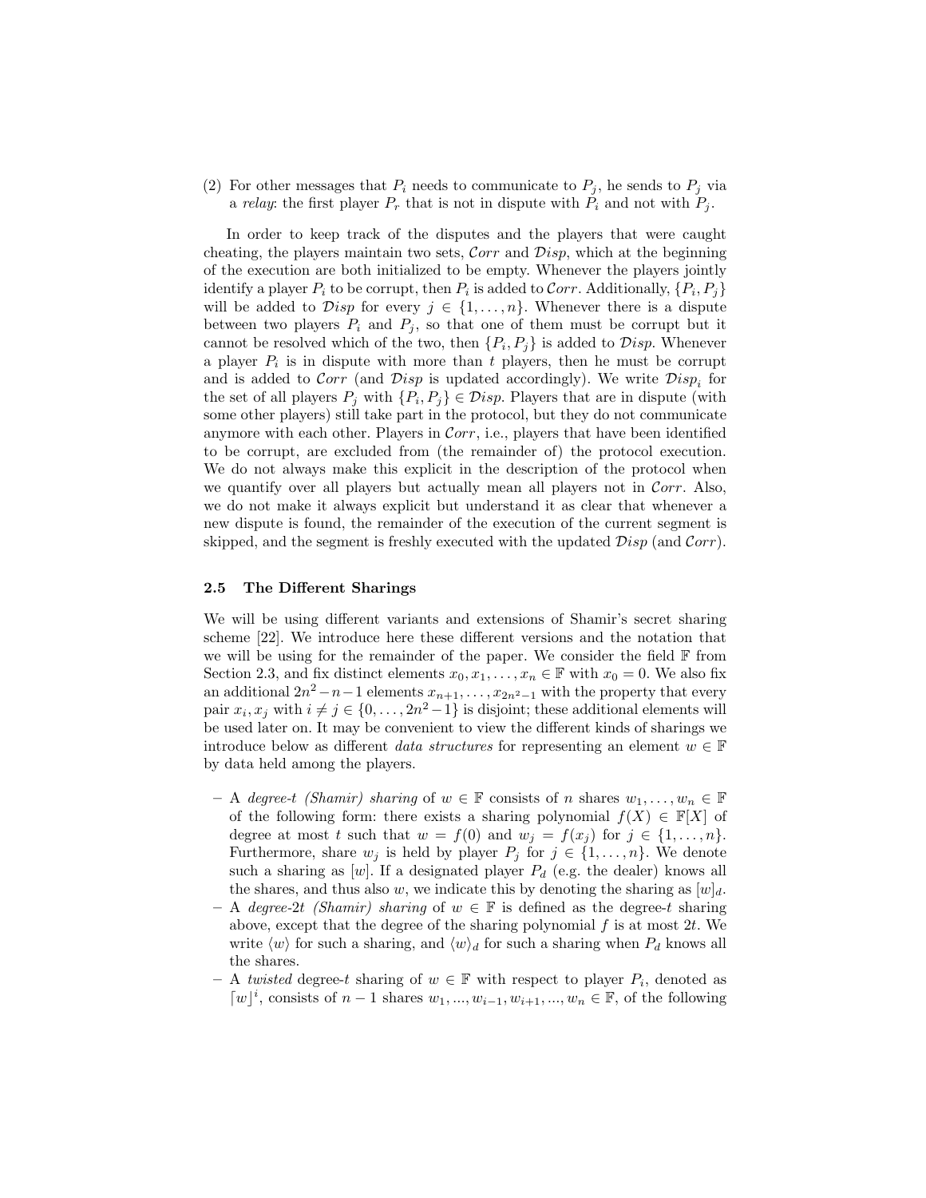(2) For other messages that $P_i$ needs to communicate to $P_j$, he sends to $P_j$ via a *relay*: the first player $P_r$ that is not in dispute with $P_i$ and not with $P_j$.

In order to keep track of the disputes and the players that were caught cheating, the players maintain two sets, $\mathcal{C}orr$ and $\mathcal{D}isp$, which at the beginning of the execution are both initialized to be empty. Whenever the players jointly identify a player $P_i$ to be corrupt, then $P_i$ is added to $\mathcal{C}orr$. Additionally, $\{P_i, P_j\}$ will be added to $\mathcal{D}isp$ for every $j \in \{1, \ldots, n\}$. Whenever there is a dispute between two players $P_i$ and $P_j$, so that one of them must be corrupt but it cannot be resolved which of the two, then $\{P_i, P_j\}$ is added to $\mathcal{D}isp$. Whenever a player $P_i$ is in dispute with more than $t$ players, then he must be corrupt and is added to $\mathcal{C}orr$ (and $\mathcal{D}isp$ is updated accordingly). We write $\mathcal{D}isp_i$ for the set of all players $P_j$ with $\{P_i, P_j\} \in \mathcal{D}isp$. Players that are in dispute (with some other players) still take part in the protocol, but they do not communicate anymore with each other. Players in $\mathcal{C}orr$, i.e., players that have been identified to be corrupt, are excluded from (the remainder of) the protocol execution. We do not always make this explicit in the description of the protocol when we quantify over all players but actually mean all players not in $\mathcal{C}orr$. Also, we do not make it always explicit but understand it as clear that whenever a new dispute is found, the remainder of the execution of the current segment is skipped, and the segment is freshly executed with the updated $\mathcal{D}isp$ (and $\mathcal{C}orr$).

### 2.5 The Different Sharings

We will be using different variants and extensions of Shamir's secret sharing scheme [22]. We introduce here these different versions and the notation that we will be using for the remainder of the paper. We consider the field $\mathbb{F}$ from Section 2.3, and fix distinct elements $x_0, x_1, \ldots, x_n \in \mathbb{F}$ with $x_0 = 0$. We also fix an additional $2n^2 - n - 1$ elements $x_{n+1}, \ldots, x_{2n^2-1}$ with the property that every pair $x_i, x_j$ with $i \neq j \in \{0, \ldots, 2n^2 - 1\}$ is disjoint; these additional elements will be used later on. It may be convenient to view the different kinds of sharings we introduce below as different *data structures* for representing an element $w \in \mathbb{F}$ by data held among the players.

- A *degree-t (Shamir) sharing* of $w \in \mathbb{F}$ consists of $n$ shares $w_1, \ldots, w_n \in \mathbb{F}$ of the following form: there exists a sharing polynomial $f(X) \in \mathbb{F}[X]$ of degree at most $t$ such that $w = f(0)$ and $w_j = f(x_j)$ for $j \in \{1, \ldots, n\}$. Furthermore, share $w_j$ is held by player $P_j$ for $j \in \{1, \ldots, n\}$. We denote such a sharing as $[w]$. If a designated player $P_d$ (e.g. the dealer) knows all the shares, and thus also $w$, we indicate this by denoting the sharing as $[w]_d$.
- A *degree-2t (Shamir) sharing* of $w \in \mathbb{F}$ is defined as the degree-$t$ sharing above, except that the degree of the sharing polynomial $f$ is at most $2t$. We write $\langle w \rangle$ for such a sharing, and $\langle w \rangle_d$ for such a sharing when $P_d$ knows all the shares.
- A *twisted* degree-$t$ sharing of $w \in \mathbb{F}$ with respect to player $P_i$, denoted as $\lceil w \rfloor^i$, consists of $n - 1$ shares $w_1, ..., w_{i-1}, w_{i+1}, ..., w_n \in \mathbb{F}$, of the following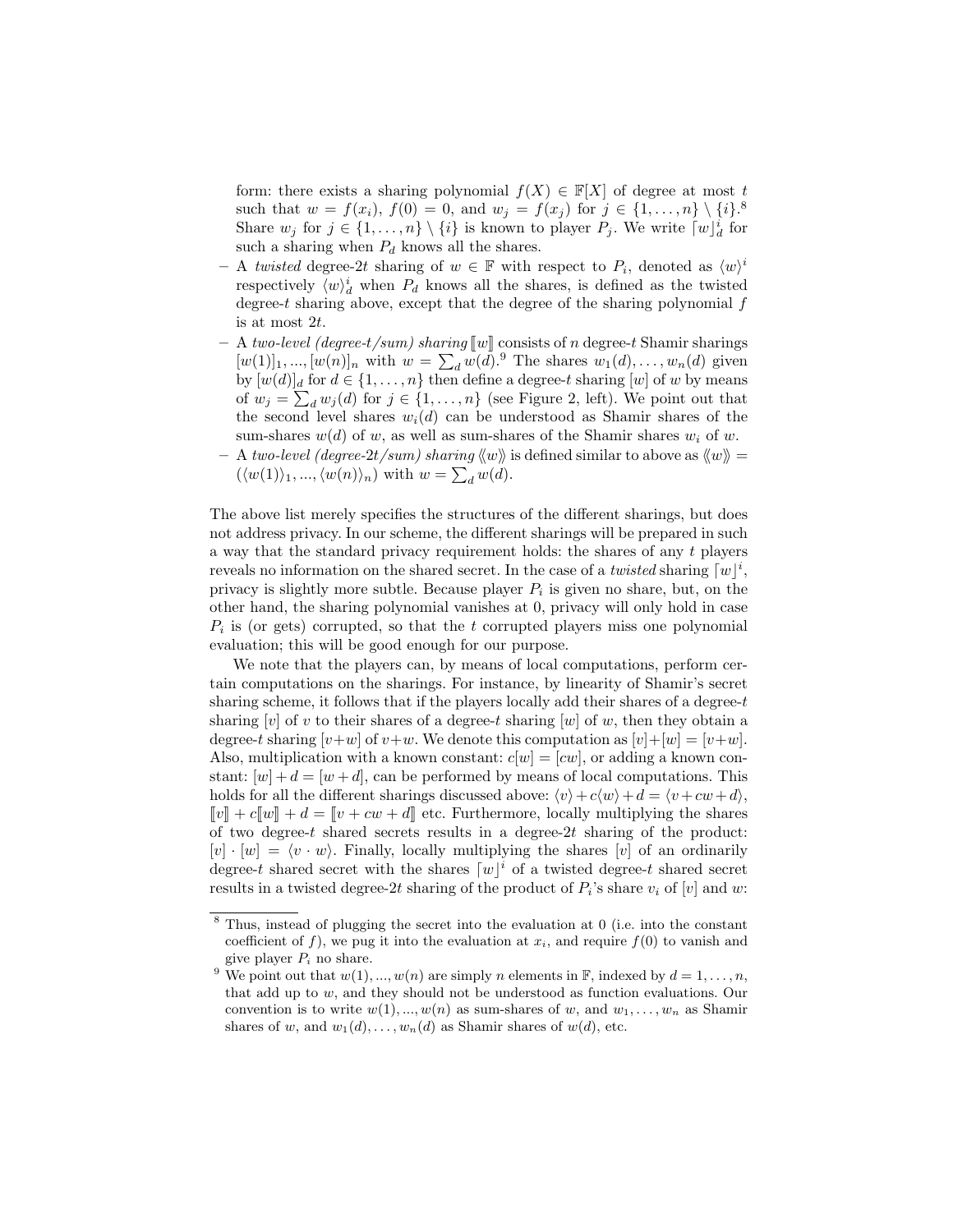form: there exists a sharing polynomial $f(X) \in \mathbb{F}[X]$ of degree at most $t$ such that $w = f(x_i)$, $f(0) = 0$, and $w_j = f(x_j)$ for $j \in \{1, \ldots, n\} \setminus \{i\}$.[8] Share $w_j$ for $j \in \{1, \ldots, n\} \setminus \{i\}$ is known to player $P_j$. We write $\lceil w \rfloor_d^i$ for such a sharing when $P_d$ knows all the shares.

- A *twisted* degree-$2t$ sharing of $w \in \mathbb{F}$ with respect to $P_i$, denoted as $\langle w \rangle^i$ respectively $\langle w \rangle_d^i$ when $P_d$ knows all the shares, is defined as the twisted degree-$t$ sharing above, except that the degree of the sharing polynomial $f$ is at most $2t$.
- A *two-level (degree-t/sum) sharing* $[\![w]\!]$ consists of $n$ degree-$t$ Shamir sharings $[w(1)]_1, \ldots, [w(n)]_n$ with $w = \sum_d w(d)$.[9] The shares $w_1(d), \ldots, w_n(d)$ given by $[w(d)]_d$ for $d \in \{1, \ldots, n\}$ then define a degree-$t$ sharing $[w]$ of $w$ by means of $w_j = \sum_d w_j(d)$ for $j \in \{1, \ldots, n\}$ (see Figure 2, left). We point out that the second level shares $w_i(d)$ can be understood as Shamir shares of the sum-shares $w(d)$ of $w$, as well as sum-shares of the Shamir shares $w_i$ of $w$.
- A *two-level (degree-2t/sum) sharing* $\langle\!\langle w \rangle\!\rangle$ is defined similar to above as $\langle\!\langle w \rangle\!\rangle = (\langle w(1) \rangle_1, \ldots, \langle w(n) \rangle_n)$ with $w = \sum_d w(d)$.

The above list merely specifies the structures of the different sharings, but does not address privacy. In our scheme, the different sharings will be prepared in such a way that the standard privacy requirement holds: the shares of any $t$ players reveals no information on the shared secret. In the case of a *twisted* sharing $\lceil w \rfloor^i$, privacy is slightly more subtle. Because player $P_i$ is given no share, but, on the other hand, the sharing polynomial vanishes at 0, privacy will only hold in case $P_i$ is (or gets) corrupted, so that the $t$ corrupted players miss one polynomial evaluation; this will be good enough for our purpose.

We note that the players can, by means of local computations, perform certain computations on the sharings. For instance, by linearity of Shamir's secret sharing scheme, it follows that if the players locally add their shares of a degree-$t$ sharing $[v]$ of $v$ to their shares of a degree-$t$ sharing $[w]$ of $w$, then they obtain a degree-$t$ sharing $[v+w]$ of $v+w$. We denote this computation as $[v]+[w] = [v+w]$. Also, multiplication with a known constant: $c[w] = [cw]$, or adding a known constant: $[w] + d = [w + d]$, can be performed by means of local computations. This holds for all the different sharings discussed above: $\langle v \rangle + c\langle w \rangle + d = \langle v + cw + d \rangle$, $[\![v]\!] + c[\![w]\!] + d = [\![v + cw + d]\!]$ etc. Furthermore, locally multiplying the shares of two degree-$t$ shared secrets results in a degree-$2t$ sharing of the product: $[v] \cdot [w] = \langle v \cdot w \rangle$. Finally, locally multiplying the shares $[v]$ of an ordinarily degree-$t$ shared secret with the shares $\lceil w \rfloor^i$ of a twisted degree-$t$ shared secret results in a twisted degree-$2t$ sharing of the product of $P_i$'s share $v_i$ of $[v]$ and $w$:

---

[8] Thus, instead of plugging the secret into the evaluation at 0 (i.e. into the constant coefficient of $f$), we pug it into the evaluation at $x_i$, and require $f(0)$ to vanish and give player $P_i$ no share.

[9] We point out that $w(1), \ldots, w(n)$ are simply $n$ elements in $\mathbb{F}$, indexed by $d = 1, \ldots, n$, that add up to $w$, and they should not be understood as function evaluations. Our convention is to write $w(1), \ldots, w(n)$ as sum-shares of $w$, and $w_1, \ldots, w_n$ as Shamir shares of $w$, and $w_1(d), \ldots, w_n(d)$ as Shamir shares of $w(d)$, etc.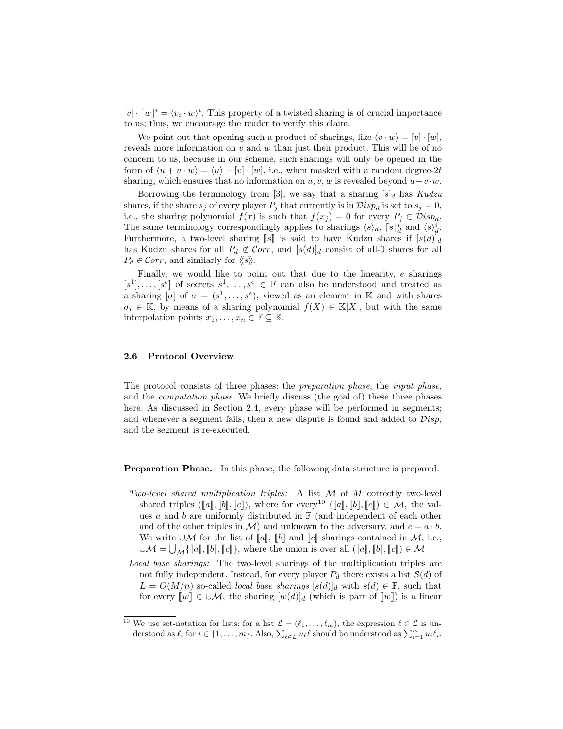$[v] \cdot \lceil w \rfloor^i = \langle v_i \cdot w \rangle^i$. This property of a twisted sharing is of crucial importance to us; thus, we encourage the reader to verify this claim.

We point out that opening such a product of sharings, like $\langle v \cdot w \rangle = [v] \cdot [w]$, reveals more information on $v$ and $w$ than just their product. This will be of no concern to us, because in our scheme, such sharings will only be opened in the form of $\langle u + v \cdot w \rangle = \langle u \rangle + [v] \cdot [w]$, i.e., when masked with a random degree-$2t$ sharing, which ensures that no information on $u, v, w$ is revealed beyond $u + v \cdot w$.

Borrowing the terminology from [3], we say that a sharing $[s]_d$ has *Kudzu* shares, if the share $s_j$ of every player $P_j$ that currently is in $\mathcal{D}isp_d$ is set to $s_j = 0$, i.e., the sharing polynomial $f(x)$ is such that $f(x_j) = 0$ for every $P_j \in \mathcal{D}isp_d$. The same terminology correspondingly applies to sharings $\langle s \rangle_d$, $\lceil s \rfloor_d^i$ and $\langle s \rangle_d^i$. Furthermore, a two-level sharing $[\![s]\!]$ is said to have Kudzu shares if $[s(d)]_d$ has Kudzu shares for all $P_d \notin \mathcal{C}orr$, and $[s(d)]_d$ consist of all-0 shares for all $P_d \in \mathcal{C}orr$, and similarly for $\langle\!\langle s \rangle\!\rangle$.

Finally, we would like to point out that due to the linearity, $e$ sharings $[s^1], \ldots, [s^e]$ of secrets $s^1, \ldots, s^e \in \mathbb{F}$ can also be understood and treated as a sharing $[\sigma]$ of $\sigma = (s^1, \ldots, s^e)$, viewed as an element in $\mathbb{K}$ and with shares $\sigma_i \in \mathbb{K}$, by means of a sharing polynomial $f(X) \in \mathbb{K}[X]$, but with the same interpolation points $x_1, \ldots, x_n \in \mathbb{F} \subseteq \mathbb{K}$.

### 2.6 Protocol Overview

The protocol consists of three phases: the *preparation phase*, the *input phase*, and the *computation phase*. We briefly discuss (the goal of) these three phases here. As discussed in Section 2.4, every phase will be performed in segments; and whenever a segment fails, then a new dispute is found and added to $\mathcal{D}isp$, and the segment is re-executed.

**Preparation Phase.** In this phase, the following data structure is prepared.

- *Two-level shared multiplication triples:* A list $\mathcal{M}$ of $M$ correctly two-level shared triples $([\![a]\!], [\![b]\!], [\![c]\!])$, where for every[10] $([\![a]\!], [\![b]\!], [\![c]\!]) \in \mathcal{M}$, the values $a$ and $b$ are uniformly distributed in $\mathbb{F}$ (and independent of each other and of the other triples in $\mathcal{M}$) and unknown to the adversary, and $c = a \cdot b$. We write $\cup\mathcal{M}$ for the list of $[\![a]\!]$, $[\![b]\!]$ and $[\![c]\!]$ sharings contained in $\mathcal{M}$, i.e., $\cup\mathcal{M} = \bigcup_{\mathcal{M}}\{[\![a]\!], [\![b]\!], [\![c]\!]\}$, where the union is over all $([\![a]\!], [\![b]\!], [\![c]\!]) \in \mathcal{M}$
- *Local base sharings:* The two-level sharings of the multiplication triples are not fully independent. Instead, for every player $P_d$ there exists a list $\mathcal{S}(d)$ of $L = O(M/n)$ so-called *local base sharings* $[s(d)]_d$ with $s(d) \in \mathbb{F}$, such that for every $[\![w]\!] \in \cup\mathcal{M}$, the sharing $[w(d)]_d$ (which is part of $[\![w]\!]$) is a linear

[10] We use set-notation for lists: for a list $\mathcal{L} = (\ell_1, \ldots, \ell_m)$, the expression $\ell \in \mathcal{L}$ is understood as $\ell_i$ for $i \in \{1, \ldots, m\}$. Also, $\sum_{\ell \in \mathcal{L}} u_\ell \ell$ should be understood as $\sum_{i=1}^m u_i \ell_i$.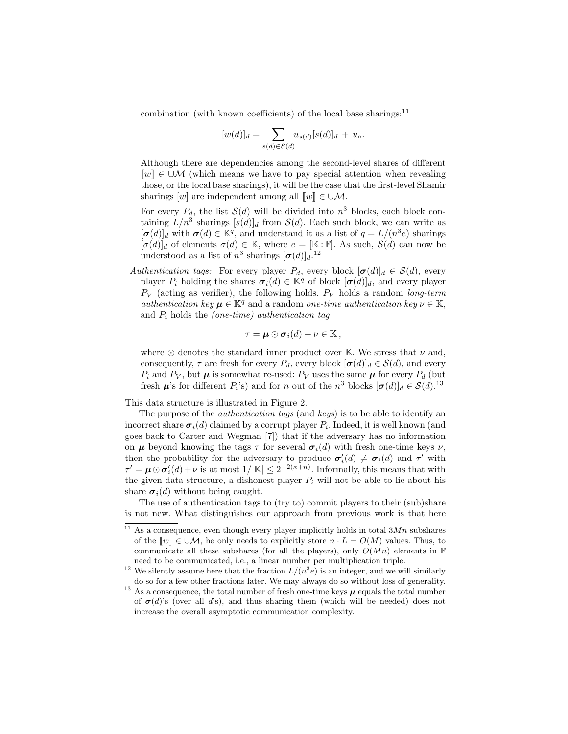combination (with known coefficients) of the local base sharings:[11]

$$[w(d)]_d = \sum_{s(d)\in\mathcal{S}(d)} u_{s(d)}[s(d)]_d \,+\, u_\circ.$$

Although there are dependencies among the second-level shares of different $\llbracket w \rrbracket \in \cup\mathcal{M}$ (which means we have to pay special attention when revealing those, or the local base sharings), it will be the case that the first-level Shamir sharings $[w]$ are independent among all $\llbracket w \rrbracket \in \cup\mathcal{M}$.

For every $P_d$, the list $\mathcal{S}(d)$ will be divided into $n^3$ blocks, each block containing $L/n^3$ sharings $[s(d)]_d$ from $\mathcal{S}(d)$. Each such block, we can write as $[\boldsymbol{\sigma}(d)]_d$ with $\boldsymbol{\sigma}(d) \in \mathbb{K}^q$, and understand it as a list of $q = L/(n^3 e)$ sharings $[\sigma(d)]_d$ of elements $\sigma(d) \in \mathbb{K}$, where $e = [\mathbb{K} : \mathbb{F}]$. As such, $\mathcal{S}(d)$ can now be understood as a list of $n^3$ sharings $[\boldsymbol{\sigma}(d)]_d$.[12]

*Authentication tags:* For every player $P_d$, every block $[\boldsymbol{\sigma}(d)]_d \in \mathcal{S}(d)$, every player $P_i$ holding the shares $\boldsymbol{\sigma}_i(d) \in \mathbb{K}^q$ of block $[\boldsymbol{\sigma}(d)]_d$, and every player $P_V$ (acting as verifier), the following holds. $P_V$ holds a random *long-term authentication key* $\boldsymbol{\mu} \in \mathbb{K}^q$ and a random *one-time authentication key* $\nu \in \mathbb{K}$, and $P_i$ holds the *(one-time) authentication tag*

$$\tau = \boldsymbol{\mu} \odot \boldsymbol{\sigma}_i(d) + \nu \in \mathbb{K}\,,$$

where $\odot$ denotes the standard inner product over $\mathbb{K}$. We stress that $\nu$ and, consequently, $\tau$ are fresh for every $P_d$, every block $[\boldsymbol{\sigma}(d)]_d \in \mathcal{S}(d)$, and every $P_i$ and $P_V$, but $\boldsymbol{\mu}$ is somewhat re-used: $P_V$ uses the same $\boldsymbol{\mu}$ for every $P_d$ (but fresh $\boldsymbol{\mu}$'s for different $P_i$'s) and for $n$ out of the $n^3$ blocks $[\boldsymbol{\sigma}(d)]_d \in \mathcal{S}(d)$.[13]

This data structure is illustrated in Figure 2.

The purpose of the *authentication tags* (and *keys*) is to be able to identify an incorrect share $\boldsymbol{\sigma}_i(d)$ claimed by a corrupt player $P_i$. Indeed, it is well known (and goes back to Carter and Wegman [7]) that if the adversary has no information on $\boldsymbol{\mu}$ beyond knowing the tags $\tau$ for several $\boldsymbol{\sigma}_i(d)$ with fresh one-time keys $\nu$, then the probability for the adversary to produce $\boldsymbol{\sigma}'_i(d) \neq \boldsymbol{\sigma}_i(d)$ and $\tau'$ with $\tau' = \boldsymbol{\mu} \odot \boldsymbol{\sigma}'_i(d) + \nu$ is at most $1/|\mathbb{K}| \leq 2^{-2(\kappa+n)}$. Informally, this means that with the given data structure, a dishonest player $P_i$ will not be able to lie about his share $\boldsymbol{\sigma}_i(d)$ without being caught.

The use of authentication tags to (try to) commit players to their (sub)share is not new. What distinguishes our approach from previous work is that here

---

[11] As a consequence, even though every player implicitly holds in total $3Mn$ subshares of the $\llbracket w \rrbracket \in \cup\mathcal{M}$, he only needs to explicitly store $n \cdot L = O(M)$ values. Thus, to communicate all these subshares (for all the players), only $O(Mn)$ elements in $\mathbb{F}$ need to be communicated, i.e., a linear number per multiplication triple.

[12] We silently assume here that the fraction $L/(n^3 e)$ is an integer, and we will similarly do so for a few other fractions later. We may always do so without loss of generality.

[13] As a consequence, the total number of fresh one-time keys $\boldsymbol{\mu}$ equals the total number of $\boldsymbol{\sigma}(d)$'s (over all $d$'s), and thus sharing them (which will be needed) does not increase the overall asymptotic communication complexity.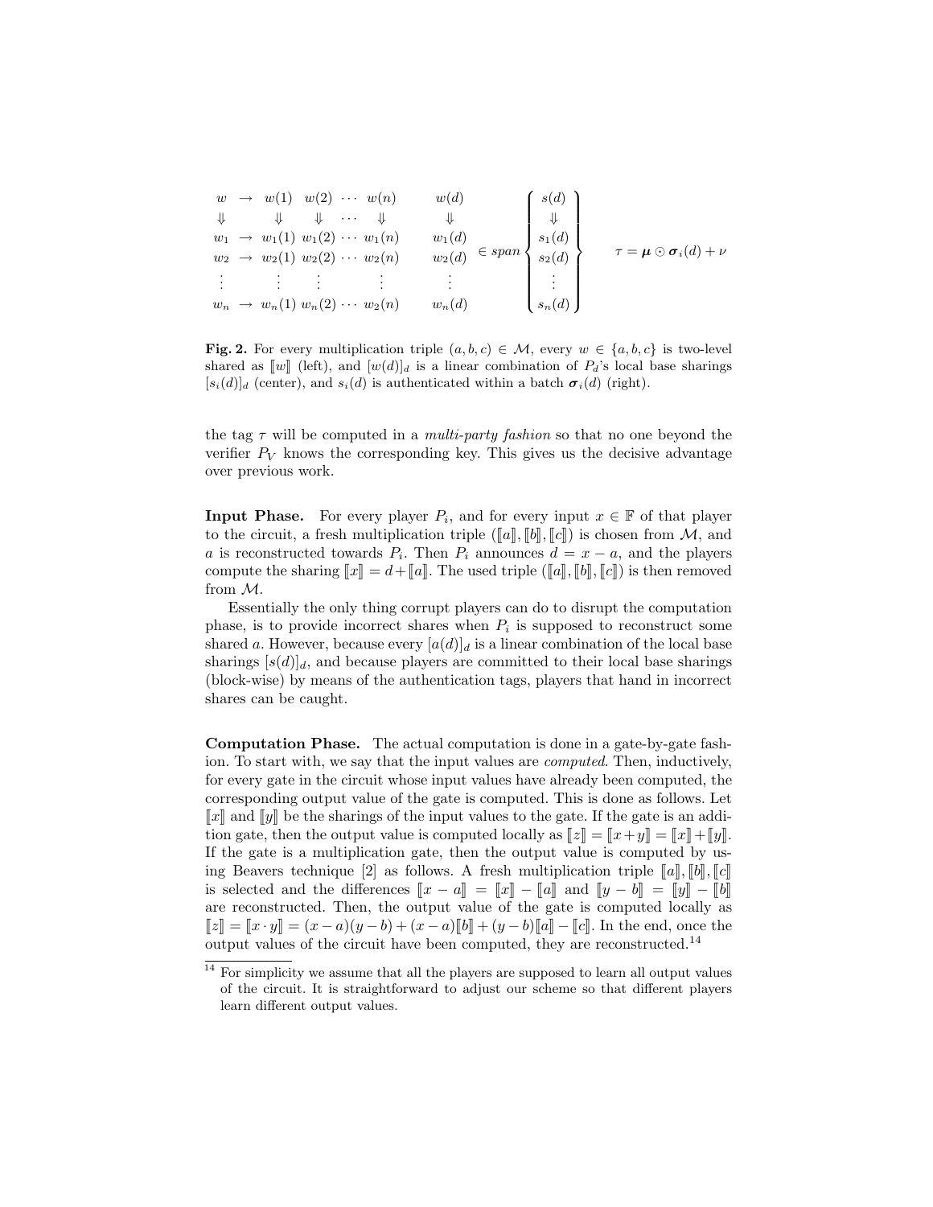$$
\begin{array}{ccccccc}
w & \rightarrow & w(1) & w(2) & \cdots & w(n) \\
\Downarrow & & \Downarrow & \Downarrow & \cdots & \Downarrow \\
w_1 & \rightarrow & w_1(1) & w_1(2) & \cdots & w_1(n) \\
w_2 & \rightarrow & w_2(1) & w_2(2) & \cdots & w_2(n) \\
\vdots & & \vdots & \vdots & & \vdots \\
w_n & \rightarrow & w_n(1) & w_n(2) & \cdots & w_2(n)
\end{array}
\qquad
\begin{array}{c}
w(d) \\ \Downarrow \\ w_1(d) \\ w_2(d) \\ \vdots \\ w_n(d)
\end{array}
\in span \left\{
\begin{array}{c}
s(d) \\ \Downarrow \\ s_1(d) \\ s_2(d) \\ \vdots \\ s_n(d)
\end{array}
\right\}
\qquad
\tau = \boldsymbol{\mu} \odot \boldsymbol{\sigma}_i(d) + \nu
$$

**Fig. 2.** For every multiplication triple $(a, b, c) \in \mathcal{M}$, every $w \in \{a, b, c\}$ is two-level shared as $[\![w]\!]$ (left), and $[w(d)]_d$ is a linear combination of $P_d$'s local base sharings $[s_i(d)]_d$ (center), and $s_i(d)$ is authenticated within a batch $\boldsymbol{\sigma}_i(d)$ (right).

the tag $\tau$ will be computed in a *multi-party fashion* so that no one beyond the verifier $P_V$ knows the corresponding key. This gives us the decisive advantage over previous work.

**Input Phase.** For every player $P_i$, and for every input $x \in \mathbb{F}$ of that player to the circuit, a fresh multiplication triple $([\![a]\!], [\![b]\!], [\![c]\!])$ is chosen from $\mathcal{M}$, and $a$ is reconstructed towards $P_i$. Then $P_i$ announces $d = x - a$, and the players compute the sharing $[\![x]\!] = d + [\![a]\!]$. The used triple $([\![a]\!], [\![b]\!], [\![c]\!])$ is then removed from $\mathcal{M}$.

Essentially the only thing corrupt players can do to disrupt the computation phase, is to provide incorrect shares when $P_i$ is supposed to reconstruct some shared $a$. However, because every $[a(d)]_d$ is a linear combination of the local base sharings $[s(d)]_d$, and because players are committed to their local base sharings (block-wise) by means of the authentication tags, players that hand in incorrect shares can be caught.

**Computation Phase.** The actual computation is done in a gate-by-gate fashion. To start with, we say that the input values are *computed*. Then, inductively, for every gate in the circuit whose input values have already been computed, the corresponding output value of the gate is computed. This is done as follows. Let $[\![x]\!]$ and $[\![y]\!]$ be the sharings of the input values to the gate. If the gate is an addition gate, then the output value is computed locally as $[\![z]\!] = [\![x+y]\!] = [\![x]\!] + [\![y]\!]$. If the gate is a multiplication gate, then the output value is computed by using Beavers technique [2] as follows. A fresh multiplication triple $[\![a]\!], [\![b]\!], [\![c]\!]$ is selected and the differences $[\![x - a]\!] = [\![x]\!] - [\![a]\!]$ and $[\![y - b]\!] = [\![y]\!] - [\![b]\!]$ are reconstructed. Then, the output value of the gate is computed locally as $[\![z]\!] = [\![x \cdot y]\!] = (x-a)(y-b) + (x-a)[\![b]\!] + (y-b)[\![a]\!] - [\![c]\!]$. In the end, once the output values of the circuit have been computed, they are reconstructed.[14]

[14] For simplicity we assume that all the players are supposed to learn all output values of the circuit. It is straightforward to adjust our scheme so that different players learn different output values.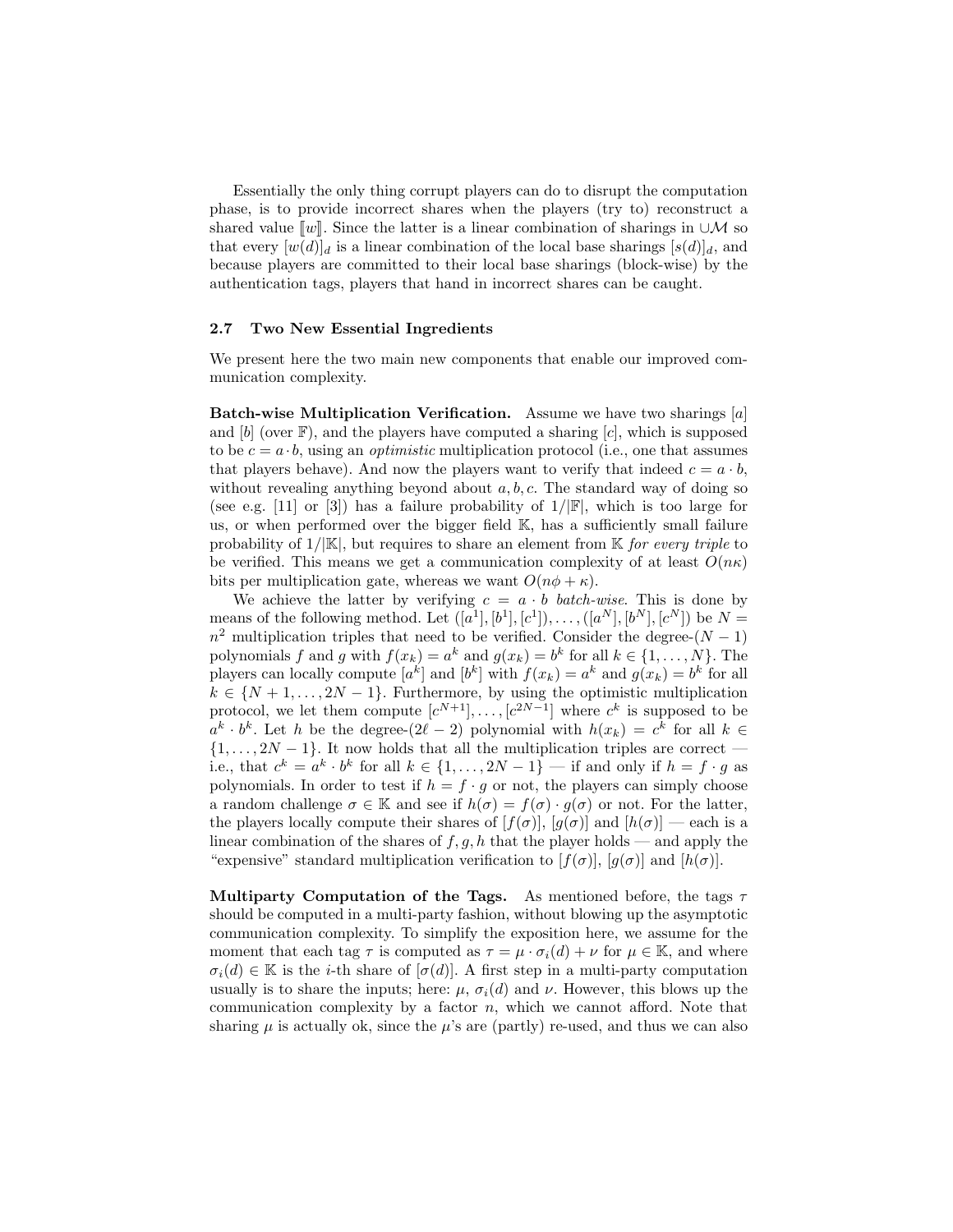Essentially the only thing corrupt players can do to disrupt the computation phase, is to provide incorrect shares when the players (try to) reconstruct a shared value $[\![w]\!]$. Since the latter is a linear combination of sharings in $\cup\mathcal{M}$ so that every $[w(d)]_d$ is a linear combination of the local base sharings $[s(d)]_d$, and because players are committed to their local base sharings (block-wise) by the authentication tags, players that hand in incorrect shares can be caught.

### 2.7 Two New Essential Ingredients

We present here the two main new components that enable our improved communication complexity.

**Batch-wise Multiplication Verification.** Assume we have two sharings $[a]$ and $[b]$ (over $\mathbb{F}$), and the players have computed a sharing $[c]$, which is supposed to be $c = a \cdot b$, using an *optimistic* multiplication protocol (i.e., one that assumes that players behave). And now the players want to verify that indeed $c = a \cdot b$, without revealing anything beyond about $a, b, c$. The standard way of doing so (see e.g. [11] or [3]) has a failure probability of $1/|\mathbb{F}|$, which is too large for us, or when performed over the bigger field $\mathbb{K}$, has a sufficiently small failure probability of $1/|\mathbb{K}|$, but requires to share an element from $\mathbb{K}$ *for every triple* to be verified. This means we get a communication complexity of at least $O(n\kappa)$ bits per multiplication gate, whereas we want $O(n\phi + \kappa)$.

We achieve the latter by verifying $c = a \cdot b$ *batch-wise*. This is done by means of the following method. Let $([a^1], [b^1], [c^1]), \ldots, ([a^N], [b^N], [c^N])$ be $N = n^2$ multiplication triples that need to be verified. Consider the degree-$(N-1)$ polynomials $f$ and $g$ with $f(x_k) = a^k$ and $g(x_k) = b^k$ for all $k \in \{1, \ldots, N\}$. The players can locally compute $[a^k]$ and $[b^k]$ with $f(x_k) = a^k$ and $g(x_k) = b^k$ for all $k \in \{N+1, \ldots, 2N-1\}$. Furthermore, by using the optimistic multiplication protocol, we let them compute $[c^{N+1}], \ldots, [c^{2N-1}]$ where $c^k$ is supposed to be $a^k \cdot b^k$. Let $h$ be the degree-$(2\ell - 2)$ polynomial with $h(x_k) = c^k$ for all $k \in \{1, \ldots, 2N-1\}$. It now holds that all the multiplication triples are correct — i.e., that $c^k = a^k \cdot b^k$ for all $k \in \{1, \ldots, 2N-1\}$ — if and only if $h = f \cdot g$ as polynomials. In order to test if $h = f \cdot g$ or not, the players can simply choose a random challenge $\sigma \in \mathbb{K}$ and see if $h(\sigma) = f(\sigma) \cdot g(\sigma)$ or not. For the latter, the players locally compute their shares of $[f(\sigma)]$, $[g(\sigma)]$ and $[h(\sigma)]$ — each is a linear combination of the shares of $f, g, h$ that the player holds — and apply the "expensive" standard multiplication verification to $[f(\sigma)]$, $[g(\sigma)]$ and $[h(\sigma)]$.

**Multiparty Computation of the Tags.** As mentioned before, the tags $\tau$ should be computed in a multi-party fashion, without blowing up the asymptotic communication complexity. To simplify the exposition here, we assume for the moment that each tag $\tau$ is computed as $\tau = \mu \cdot \sigma_i(d) + \nu$ for $\mu \in \mathbb{K}$, and where $\sigma_i(d) \in \mathbb{K}$ is the $i$-th share of $[\sigma(d)]$. A first step in a multi-party computation usually is to share the inputs; here: $\mu$, $\sigma_i(d)$ and $\nu$. However, this blows up the communication complexity by a factor $n$, which we cannot afford. Note that sharing $\mu$ is actually ok, since the $\mu$'s are (partly) re-used, and thus we can also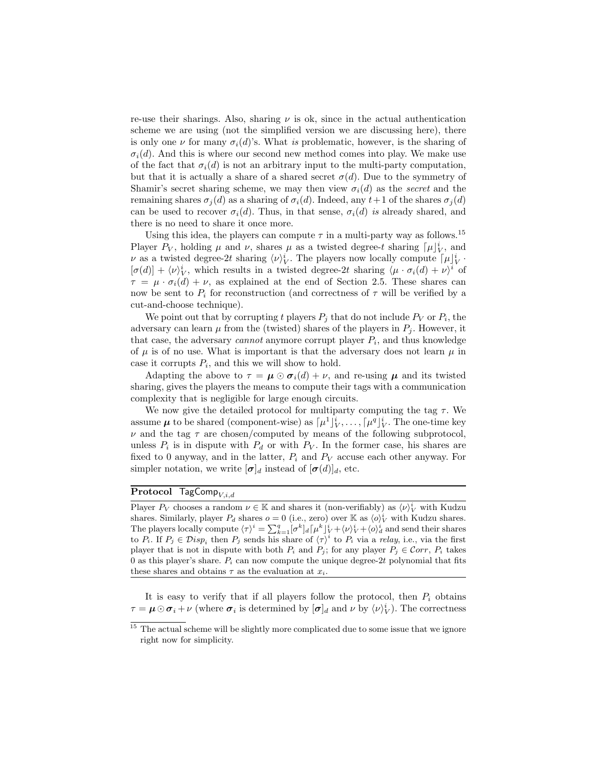re-use their sharings. Also, sharing $\nu$ is ok, since in the actual authentication scheme we are using (not the simplified version we are discussing here), there is only one $\nu$ for many $\sigma_i(d)$'s. What *is* problematic, however, is the sharing of $\sigma_i(d)$. And this is where our second new method comes into play. We make use of the fact that $\sigma_i(d)$ is not an arbitrary input to the multi-party computation, but that it is actually a share of a shared secret $\sigma(d)$. Due to the symmetry of Shamir's secret sharing scheme, we may then view $\sigma_i(d)$ as the *secret* and the remaining shares $\sigma_j(d)$ as a sharing of $\sigma_i(d)$. Indeed, any $t+1$ of the shares $\sigma_j(d)$ can be used to recover $\sigma_i(d)$. Thus, in that sense, $\sigma_i(d)$ *is* already shared, and there is no need to share it once more.

Using this idea, the players can compute $\tau$ in a multi-party way as follows.[15] Player $P_V$, holding $\mu$ and $\nu$, shares $\mu$ as a twisted degree-$t$ sharing $\lceil \mu \rfloor_V^i$, and $\nu$ as a twisted degree-$2t$ sharing $\langle \nu \rangle_V^i$. The players now locally compute $\lceil \mu \rfloor_V^i \cdot [\sigma(d)] + \langle \nu \rangle_V^i$, which results in a twisted degree-$2t$ sharing $\langle \mu \cdot \sigma_i(d) + \nu \rangle^i$ of $\tau = \mu \cdot \sigma_i(d) + \nu$, as explained at the end of Section 2.5. These shares can now be sent to $P_i$ for reconstruction (and correctness of $\tau$ will be verified by a cut-and-choose technique).

We point out that by corrupting $t$ players $P_j$ that do not include $P_V$ or $P_i$, the adversary can learn $\mu$ from the (twisted) shares of the players in $P_j$. However, it that case, the adversary *cannot* anymore corrupt player $P_i$, and thus knowledge of $\mu$ is of no use. What is important is that the adversary does not learn $\mu$ in case it corrupts $P_i$, and this we will show to hold.

Adapting the above to $\tau = \boldsymbol{\mu} \odot \boldsymbol{\sigma}_i(d) + \nu$, and re-using $\boldsymbol{\mu}$ and its twisted sharing, gives the players the means to compute their tags with a communication complexity that is negligible for large enough circuits.

We now give the detailed protocol for multiparty computing the tag $\tau$. We assume $\boldsymbol{\mu}$ to be shared (component-wise) as $\lceil \mu^1 \rfloor_V^i, \ldots, \lceil \mu^q \rfloor_V^i$. The one-time key $\nu$ and the tag $\tau$ are chosen/computed by means of the following subprotocol, unless $P_i$ is in dispute with $P_d$ or with $P_V$. In the former case, his shares are fixed to 0 anyway, and in the latter, $P_i$ and $P_V$ accuse each other anyway. For simpler notation, we write $[\boldsymbol{\sigma}]_d$ instead of $[\boldsymbol{\sigma}(d)]_d$, etc.

---

**Protocol** $\mathsf{TagComp}_{V,i,d}$

Player $P_V$ chooses a random $\nu \in \mathbb{K}$ and shares it (non-verifiably) as $\langle \nu \rangle_V^i$ with Kudzu shares. Similarly, player $P_d$ shares $o = 0$ (i.e., zero) over $\mathbb{K}$ as $\langle o \rangle_V^i$ with Kudzu shares. The players locally compute $\langle \tau \rangle^i = \sum_{k=1}^q [\sigma^k]_d \lceil \mu^k \rfloor_V^i + \langle \nu \rangle_V^i + \langle o \rangle_d^i$ and send their shares to $P_i$. If $P_j \in \mathcal{D}isp_i$ then $P_j$ sends his share of $\langle \tau \rangle^i$ to $P_i$ via a *relay*, i.e., via the first player that is not in dispute with both $P_i$ and $P_j$; for any player $P_j \in \mathcal{C}orr$, $P_i$ takes 0 as this player's share. $P_i$ can now compute the unique degree-$2t$ polynomial that fits these shares and obtains $\tau$ as the evaluation at $x_i$.

---

It is easy to verify that if all players follow the protocol, then $P_i$ obtains $\tau = \boldsymbol{\mu} \odot \boldsymbol{\sigma}_i + \nu$ (where $\boldsymbol{\sigma}_i$ is determined by $[\boldsymbol{\sigma}]_d$ and $\nu$ by $\langle \nu \rangle_V^i$). The correctness

[15] The actual scheme will be slightly more complicated due to some issue that we ignore right now for simplicity.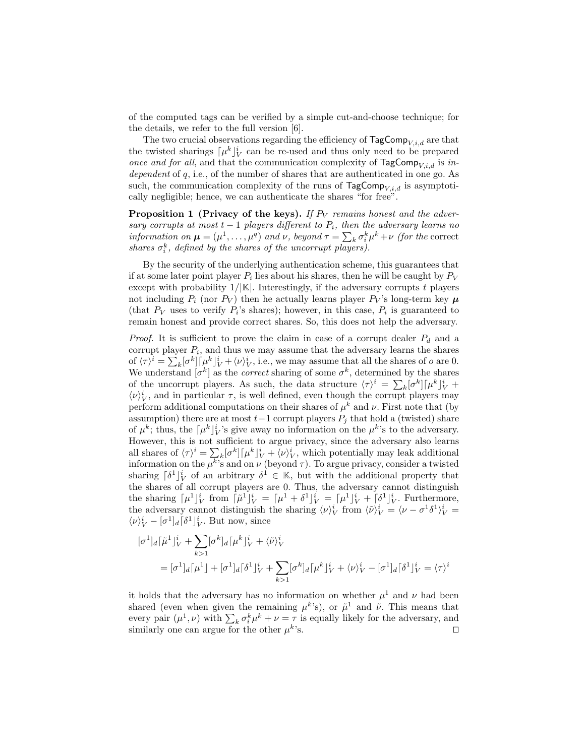of the computed tags can be verified by a simple cut-and-choose technique; for the details, we refer to the full version [6].

The two crucial observations regarding the efficiency of $\mathsf{TagComp}_{V,i,d}$ are that the twisted sharings $\lceil \mu^k \rfloor_V^i$ can be re-used and thus only need to be prepared *once and for all*, and that the communication complexity of $\mathsf{TagComp}_{V,i,d}$ is *independent* of $q$, i.e., of the number of shares that are authenticated in one go. As such, the communication complexity of the runs of $\mathsf{TagComp}_{V,i,d}$ is asymptotically negligible; hence, we can authenticate the shares "for free".

**Proposition 1 (Privacy of the keys).** *If $P_V$ remains honest and the adversary corrupts at most $t-1$ players different to $P_i$, then the adversary learns no information on $\boldsymbol{\mu} = (\mu^1, \ldots, \mu^q)$ and $\nu$, beyond $\tau = \sum_k \sigma_i^k \mu^k + \nu$ (for the* correct *shares $\sigma_i^k$, defined by the shares of the uncorrupt players).*

By the security of the underlying authentication scheme, this guarantees that if at some later point player $P_i$ lies about his shares, then he will be caught by $P_V$ except with probability $1/|\mathbb{K}|$. Interestingly, if the adversary corrupts $t$ players not including $P_i$ (nor $P_V$) then he actually learns player $P_V$'s long-term key $\boldsymbol{\mu}$ (that $P_V$ uses to verify $P_i$'s shares); however, in this case, $P_i$ is guaranteed to remain honest and provide correct shares. So, this does not help the adversary.

*Proof.* It is sufficient to prove the claim in case of a corrupt dealer $P_d$ and a corrupt player $P_i$, and thus we may assume that the adversary learns the shares of $\langle \tau \rangle^i = \sum_k [\sigma^k] \lceil \mu^k \rfloor_V^i + \langle \nu \rangle_V^i$, i.e., we may assume that all the shares of $o$ are 0. We understand $[\sigma^k]$ as the *correct* sharing of some $\sigma^k$, determined by the shares of the uncorrupt players. As such, the data structure $\langle \tau \rangle^i = \sum_k [\sigma^k] \lceil \mu^k \rfloor_V^i + \langle \nu \rangle_V^i$, and in particular $\tau$, is well defined, even though the corrupt players may perform additional computations on their shares of $\mu^k$ and $\nu$. First note that (by assumption) there are at most $t-1$ corrupt players $P_j$ that hold a (twisted) share of $\mu^k$; thus, the $\lceil \mu^k \rfloor_V^i$'s give away no information on the $\mu^k$'s to the adversary. However, this is not sufficient to argue privacy, since the adversary also learns all shares of $\langle \tau \rangle^i = \sum_k [\sigma^k] \lceil \mu^k \rfloor_V^i + \langle \nu \rangle_V^i$, which potentially may leak additional information on the $\mu^k$'s and on $\nu$ (beyond $\tau$). To argue privacy, consider a twisted sharing $\lceil \delta^1 \rfloor_V^i$ of an arbitrary $\delta^1 \in \mathbb{K}$, but with the additional property that the shares of all corrupt players are 0. Thus, the adversary cannot distinguish the sharing $\lceil \mu^1 \rfloor_V^i$ from $\lceil \tilde{\mu}^1 \rfloor_V^i = \lceil \mu^1 + \delta^1 \rfloor_V^i = \lceil \mu^1 \rfloor_V^i + \lceil \delta^1 \rfloor_V^i$. Furthermore, the adversary cannot distinguish the sharing $\langle \nu \rangle_V^i$ from $\langle \tilde{\nu} \rangle_V^i = \langle \nu - \sigma^1 \delta^1 \rangle_V^i = \langle \nu \rangle_V^i - [\sigma^1]_d \lceil \delta^1 \rfloor_V^i$. But now, since

$$
\begin{aligned}
&[\sigma^1]_d \lceil \tilde{\mu}^1 \rfloor_V^i + \sum_{k>1} [\sigma^k]_d \lceil \mu^k \rfloor_V^i + \langle \tilde{\nu} \rangle_V^i \\
&\quad = [\sigma^1]_d \lceil \mu^1 \rfloor + [\sigma^1]_d \lceil \delta^1 \rfloor_V^i + \sum_{k>1} [\sigma^k]_d \lceil \mu^k \rfloor_V^i + \langle \nu \rangle_V^i - [\sigma^1]_d \lceil \delta^1 \rfloor_V^i = \langle \tau \rangle^i
\end{aligned}
$$

it holds that the adversary has no information on whether $\mu^1$ and $\nu$ had been shared (even when given the remaining $\mu^k$'s), or $\tilde{\mu}^1$ and $\tilde{\nu}$. This means that every pair $(\mu^1, \nu)$ with $\sum_k \sigma_i^k \mu^k + \nu = \tau$ is equally likely for the adversary, and similarly one can argue for the other $\mu^k$'s. $\square$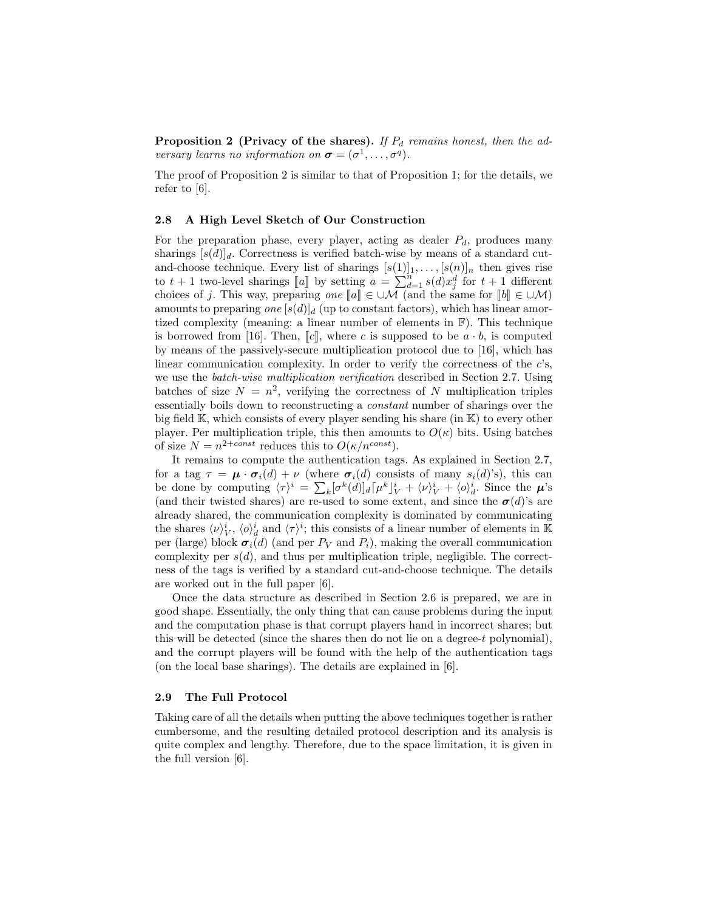**Proposition 2 (Privacy of the shares).** *If $P_d$ remains honest, then the adversary learns no information on $\boldsymbol{\sigma} = (\sigma^1, \ldots, \sigma^q)$.*

The proof of Proposition 2 is similar to that of Proposition 1; for the details, we refer to [6].

### 2.8 A High Level Sketch of Our Construction

For the preparation phase, every player, acting as dealer $P_d$, produces many sharings $[s(d)]_d$. Correctness is verified batch-wise by means of a standard cut-and-choose technique. Every list of sharings $[s(1)]_1, \ldots, [s(n)]_n$ then gives rise to $t+1$ two-level sharings $[\![a]\!]$ by setting $a = \sum_{d=1}^{n} s(d) x_j^d$ for $t+1$ different choices of $j$. This way, preparing *one* $[\![a]\!] \in \cup\mathcal{M}$ (and the same for $[\![b]\!] \in \cup\mathcal{M}$) amounts to preparing *one* $[s(d)]_d$ (up to constant factors), which has linear amortized complexity (meaning: a linear number of elements in $\mathbb{F}$). This technique is borrowed from [16]. Then, $[\![c]\!]$, where $c$ is supposed to be $a \cdot b$, is computed by means of the passively-secure multiplication protocol due to [16], which has linear communication complexity. In order to verify the correctness of the $c$'s, we use the *batch-wise multiplication verification* described in Section 2.7. Using batches of size $N = n^2$, verifying the correctness of $N$ multiplication triples essentially boils down to reconstructing a *constant* number of sharings over the big field $\mathbb{K}$, which consists of every player sending his share (in $\mathbb{K}$) to every other player. Per multiplication triple, this then amounts to $O(\kappa)$ bits. Using batches of size $N = n^{2+const}$ reduces this to $O(\kappa/n^{const})$.

It remains to compute the authentication tags. As explained in Section 2.7, for a tag $\tau = \boldsymbol{\mu} \cdot \boldsymbol{\sigma}_i(d) + \nu$ (where $\boldsymbol{\sigma}_i(d)$ consists of many $s_i(d)$'s), this can be done by computing $\langle\tau\rangle^i = \sum_k [\sigma^k(d)]_d \lceil\mu^k\rfloor_V^i + \langle\nu\rangle_V^i + \langle o\rangle_d^i$. Since the $\boldsymbol{\mu}$'s (and their twisted shares) are re-used to some extent, and since the $\boldsymbol{\sigma}(d)$'s are already shared, the communication complexity is dominated by communicating the shares $\langle\nu\rangle_V^i$, $\langle o\rangle_d^i$ and $\langle\tau\rangle^i$; this consists of a linear number of elements in $\mathbb{K}$ per (large) block $\boldsymbol{\sigma}_i(d)$ (and per $P_V$ and $P_i$), making the overall communication complexity per $s(d)$, and thus per multiplication triple, negligible. The correctness of the tags is verified by a standard cut-and-choose technique. The details are worked out in the full paper [6].

Once the data structure as described in Section 2.6 is prepared, we are in good shape. Essentially, the only thing that can cause problems during the input and the computation phase is that corrupt players hand in incorrect shares; but this will be detected (since the shares then do not lie on a degree-$t$ polynomial), and the corrupt players will be found with the help of the authentication tags (on the local base sharings). The details are explained in [6].

### 2.9 The Full Protocol

Taking care of all the details when putting the above techniques together is rather cumbersome, and the resulting detailed protocol description and its analysis is quite complex and lengthy. Therefore, due to the space limitation, it is given in the full version [6].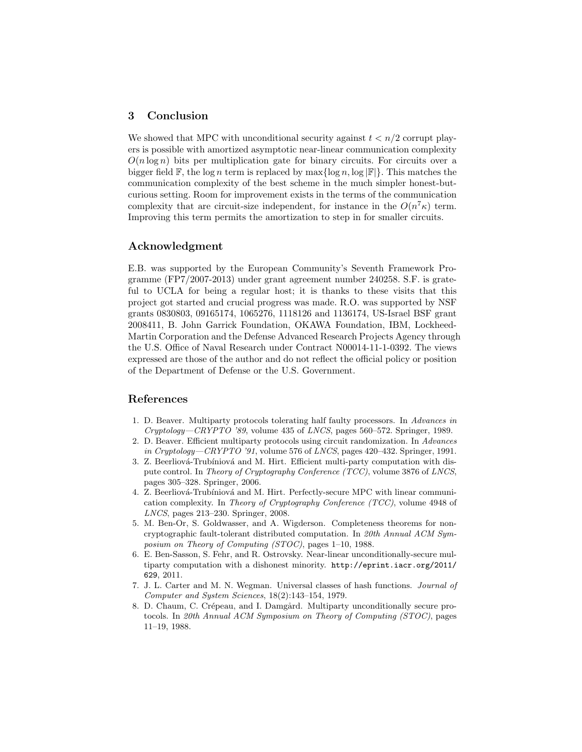## 3 Conclusion

We showed that MPC with unconditional security against $t < n/2$ corrupt players is possible with amortized asymptotic near-linear communication complexity $O(n \log n)$ bits per multiplication gate for binary circuits. For circuits over a bigger field $\mathbb{F}$, the $\log n$ term is replaced by $\max\{\log n, \log |\mathbb{F}|\}$. This matches the communication complexity of the best scheme in the much simpler honest-but-curious setting. Room for improvement exists in the terms of the communication complexity that are circuit-size independent, for instance in the $O(n^7\kappa)$ term. Improving this term permits the amortization to step in for smaller circuits.

## Acknowledgment

E.B. was supported by the European Community's Seventh Framework Programme (FP7/2007-2013) under grant agreement number 240258. S.F. is grateful to UCLA for being a regular host; it is thanks to these visits that this project got started and crucial progress was made. R.O. was supported by NSF grants 0830803, 09165174, 1065276, 1118126 and 1136174, US-Israel BSF grant 2008411, B. John Garrick Foundation, OKAWA Foundation, IBM, Lockheed-Martin Corporation and the Defense Advanced Research Projects Agency through the U.S. Office of Naval Research under Contract N00014-11-1-0392. The views expressed are those of the author and do not reflect the official policy or position of the Department of Defense or the U.S. Government.

## References

1. D. Beaver. Multiparty protocols tolerating half faulty processors. In *Advances in Cryptology—CRYPTO '89*, volume 435 of *LNCS*, pages 560–572. Springer, 1989.
2. D. Beaver. Efficient multiparty protocols using circuit randomization. In *Advances in Cryptology—CRYPTO '91*, volume 576 of *LNCS*, pages 420–432. Springer, 1991.
3. Z. Beerliová-Trubíniová and M. Hirt. Efficient multi-party computation with dispute control. In *Theory of Cryptography Conference (TCC)*, volume 3876 of *LNCS*, pages 305–328. Springer, 2006.
4. Z. Beerliová-Trubíniová and M. Hirt. Perfectly-secure MPC with linear communication complexity. In *Theory of Cryptography Conference (TCC)*, volume 4948 of *LNCS*, pages 213–230. Springer, 2008.
5. M. Ben-Or, S. Goldwasser, and A. Wigderson. Completeness theorems for non-cryptographic fault-tolerant distributed computation. In *20th Annual ACM Symposium on Theory of Computing (STOC)*, pages 1–10, 1988.
6. E. Ben-Sasson, S. Fehr, and R. Ostrovsky. Near-linear unconditionally-secure multiparty computation with a dishonest minority. http://eprint.iacr.org/2011/629, 2011.
7. J. L. Carter and M. N. Wegman. Universal classes of hash functions. *Journal of Computer and System Sciences*, 18(2):143–154, 1979.
8. D. Chaum, C. Crépeau, and I. Damgård. Multiparty unconditionally secure protocols. In *20th Annual ACM Symposium on Theory of Computing (STOC)*, pages 11–19, 1988.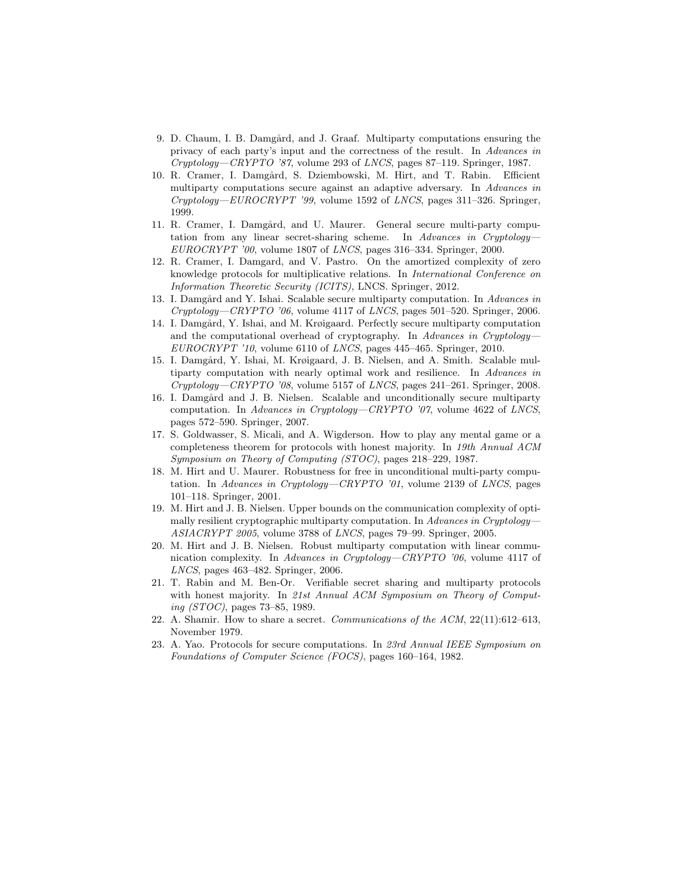9. D. Chaum, I. B. Damgård, and J. Graaf. Multiparty computations ensuring the privacy of each party's input and the correctness of the result. In *Advances in Cryptology—CRYPTO '87*, volume 293 of *LNCS*, pages 87–119. Springer, 1987.
10. R. Cramer, I. Damgård, S. Dziembowski, M. Hirt, and T. Rabin. Efficient multiparty computations secure against an adaptive adversary. In *Advances in Cryptology—EUROCRYPT '99*, volume 1592 of *LNCS*, pages 311–326. Springer, 1999.
11. R. Cramer, I. Damgård, and U. Maurer. General secure multi-party computation from any linear secret-sharing scheme. In *Advances in Cryptology—EUROCRYPT '00*, volume 1807 of *LNCS*, pages 316–334. Springer, 2000.
12. R. Cramer, I. Damgard, and V. Pastro. On the amortized complexity of zero knowledge protocols for multiplicative relations. In *International Conference on Information Theoretic Security (ICITS)*, LNCS. Springer, 2012.
13. I. Damgård and Y. Ishai. Scalable secure multiparty computation. In *Advances in Cryptology—CRYPTO '06*, volume 4117 of *LNCS*, pages 501–520. Springer, 2006.
14. I. Damgård, Y. Ishai, and M. Krøigaard. Perfectly secure multiparty computation and the computational overhead of cryptography. In *Advances in Cryptology—EUROCRYPT '10*, volume 6110 of *LNCS*, pages 445–465. Springer, 2010.
15. I. Damgård, Y. Ishai, M. Krøigaard, J. B. Nielsen, and A. Smith. Scalable multiparty computation with nearly optimal work and resilience. In *Advances in Cryptology—CRYPTO '08*, volume 5157 of *LNCS*, pages 241–261. Springer, 2008.
16. I. Damgård and J. B. Nielsen. Scalable and unconditionally secure multiparty computation. In *Advances in Cryptology—CRYPTO '07*, volume 4622 of *LNCS*, pages 572–590. Springer, 2007.
17. S. Goldwasser, S. Micali, and A. Wigderson. How to play any mental game or a completeness theorem for protocols with honest majority. In *19th Annual ACM Symposium on Theory of Computing (STOC)*, pages 218–229, 1987.
18. M. Hirt and U. Maurer. Robustness for free in unconditional multi-party computation. In *Advances in Cryptology—CRYPTO '01*, volume 2139 of *LNCS*, pages 101–118. Springer, 2001.
19. M. Hirt and J. B. Nielsen. Upper bounds on the communication complexity of optimally resilient cryptographic multiparty computation. In *Advances in Cryptology—ASIACRYPT 2005*, volume 3788 of *LNCS*, pages 79–99. Springer, 2005.
20. M. Hirt and J. B. Nielsen. Robust multiparty computation with linear communication complexity. In *Advances in Cryptology—CRYPTO '06*, volume 4117 of *LNCS*, pages 463–482. Springer, 2006.
21. T. Rabin and M. Ben-Or. Verifiable secret sharing and multiparty protocols with honest majority. In *21st Annual ACM Symposium on Theory of Computing (STOC)*, pages 73–85, 1989.
22. A. Shamir. How to share a secret. *Communications of the ACM*, 22(11):612–613, November 1979.
23. A. Yao. Protocols for secure computations. In *23rd Annual IEEE Symposium on Foundations of Computer Science (FOCS)*, pages 160–164, 1982.